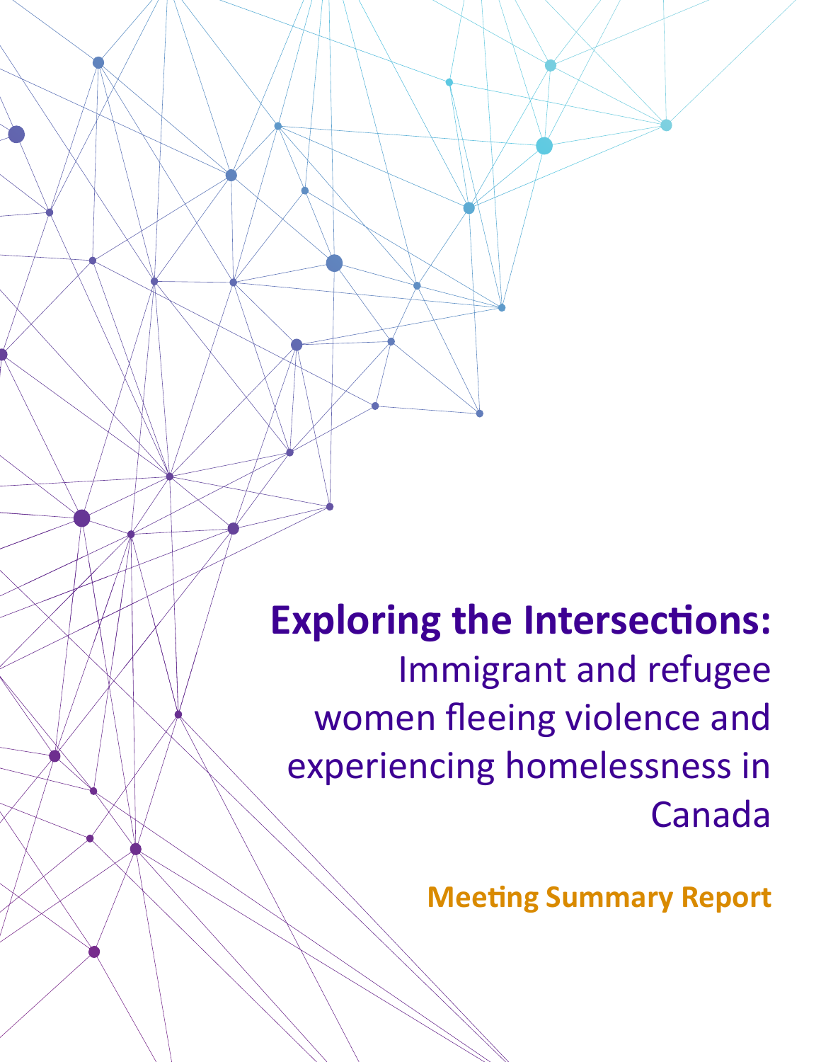# Exploring the Intersections:

## Immigrant and refugee women fleeing violence and experiencing homelessness in Canada

**Meeting Summary Report**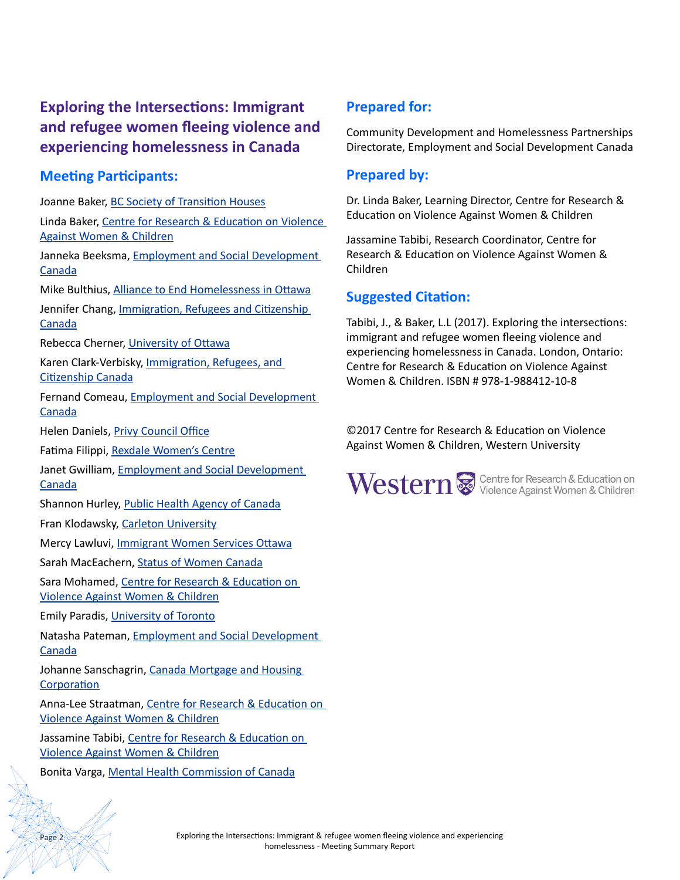# Exploring the Intersections: Immigrant and refugee women fleeing violence and experiencing homelessness in Canada

## Meeting Participants:

Joanne Baker, BC Society of Transition Houses

Linda Baker, Centre for Research & Education on Violence Against Women & Children

Janneka Beeksma, Employment and Social Development Canada

Mike Bulthius, Alliance to End Homelessness in Ottawa

Jennifer Chang, Immigration, Refugees and Citizenship Canada

Rebecca Cherner, University of Ottawa

Karen Clark-Verbisky, Immigration, Refugees, and Citizenship Canada

Fernand Comeau, Employment and Social Development Canada

Helen Daniels, Privy Council Office

Fatima Filippi, Rexdale Women's Centre

Janet Gwilliam, Employment and Social Development Canada

Shannon Hurley, Public Health Agency of Canada

Fran Klodawsky, Carleton University

Mercy Lawluvi, Immigrant Women Services Ottawa

Sarah MacEachern, Status of Women Canada

Sara Mohamed, Centre for Research & Education on Violence Against Women & Children

Emily Paradis, University of Toronto

Natasha Pateman, Employment and Social Development Canada

Johanne Sanschagrin, Canada Mortgage and Housing Corporation

Anna-Lee Straatman, Centre for Research & Education on Violence Against Women & Children

Jassamine Tabibi, Centre for Research & Education on Violence Against Women & Children

Bonita Varga, Mental Health Commission of Canada

## Prepared for:

Community Development and Homelessness Partnerships Directorate, Employment and Social Development Canada

## Prepared by:

Dr. Linda Baker, Learning Director, Centre for Research & Education on Violence Against Women & Children

Jassamine Tabibi, Research Coordinator, Centre for Research & Education on Violence Against Women & Children

## Suggested Citation:

Tabibi, J., & Baker, L.L (2017). Exploring the intersections: immigrant and refugee women fleeing violence and experiencing homelessness in Canada. London, Ontario: Centre for Research & Education on Violence Against Women & Children. ISBN # 978-1-988412-10-8

©2017 Centre for Research & Education on Violence Against Women & Children, Western University

Western | Centre for Research & Education on Violence Against Women & Children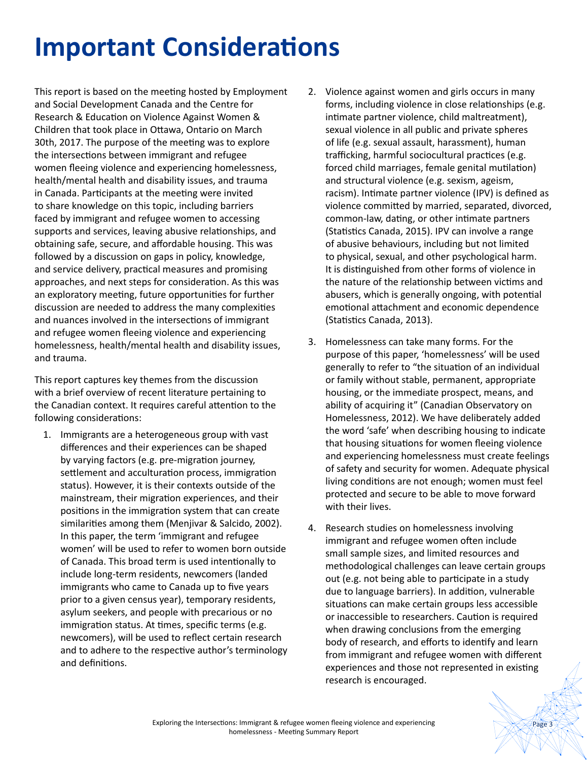# Important Considerations

This report is based on the meeting hosted by Employment and Social Development Canada and the Centre for Research & Education on Violence Against Women & Children that took place in Ottawa, Ontario on March 30th, 2017. The purpose of the meeting was to explore the intersections between immigrant and refugee women fleeing violence and experiencing homelessness, health/mental health and disability issues, and trauma in Canada. Participants at the meeting were invited to share knowledge on this topic, including barriers faced by immigrant and refugee women to accessing supports and services, leaving abusive relationships, and obtaining safe, secure, and affordable housing. This was followed by a discussion on gaps in policy, knowledge, and service delivery, practical measures and promising approaches, and next steps for consideration. As this was an exploratory meeting, future opportunities for further discussion are needed to address the many complexities and nuances involved in the intersections of immigrant and refugee women fleeing violence and experiencing homelessness, health/mental health and disability issues, and trauma.

This report captures key themes from the discussion with a brief overview of recent literature pertaining to the Canadian context. It requires careful attention to the following considerations:

1. Immigrants are a heterogeneous group with vast differences and their experiences can be shaped by varying factors (e.g. pre-migration journey, settlement and acculturation process, immigration status). However, it is their contexts outside of the mainstream, their migration experiences, and their positions in the immigration system that can create similarities among them (Menjivar & Salcido, 2002). In this paper, the term 'immigrant and refugee women' will be used to refer to women born outside of Canada. This broad term is used intentionally to include long-term residents, newcomers (landed immigrants who came to Canada up to five years prior to a given census year), temporary residents, asylum seekers, and people with precarious or no immigration status. At times, specific terms (e.g. newcomers), will be used to reflect certain research and to adhere to the respective author's terminology and definitions.

2. Violence against women and girls occurs in many forms, including violence in close relationships (e.g. intimate partner violence, child maltreatment), sexual violence in all public and private spheres of life (e.g. sexual assault, harassment), human trafficking, harmful sociocultural practices (e.g. forced child marriages, female genital mutilation) and structural violence (e.g. sexism, ageism, racism). Intimate partner violence (IPV) is defined as violence committed by married, separated, divorced, common-law, dating, or other intimate partners (Statistics Canada, 2015). IPV can involve a range of abusive behaviours, including but not limited to physical, sexual, and other psychological harm. It is distinguished from other forms of violence in the nature of the relationship between victims and abusers, which is generally ongoing, with potential emotional attachment and economic dependence (Statistics Canada, 2013).

3. Homelessness can take many forms. For the purpose of this paper, 'homelessness' will be used generally to refer to "the situation of an individual or family without stable, permanent, appropriate housing, or the immediate prospect, means, and ability of acquiring it" (Canadian Observatory on Homelessness, 2012). We have deliberately added the word 'safe' when describing housing to indicate that housing situations for women fleeing violence and experiencing homelessness must create feelings of safety and security for women. Adequate physical living conditions are not enough; women must feel protected and secure to be able to move forward with their lives.

4. Research studies on homelessness involving immigrant and refugee women often include small sample sizes, and limited resources and methodological challenges can leave certain groups out (e.g. not being able to participate in a study due to language barriers). In addition, vulnerable situations can make certain groups less accessible or inaccessible to researchers. Caution is required when drawing conclusions from the emerging body of research, and efforts to identify and learn from immigrant and refugee women with different experiences and those not represented in existing research is encouraged.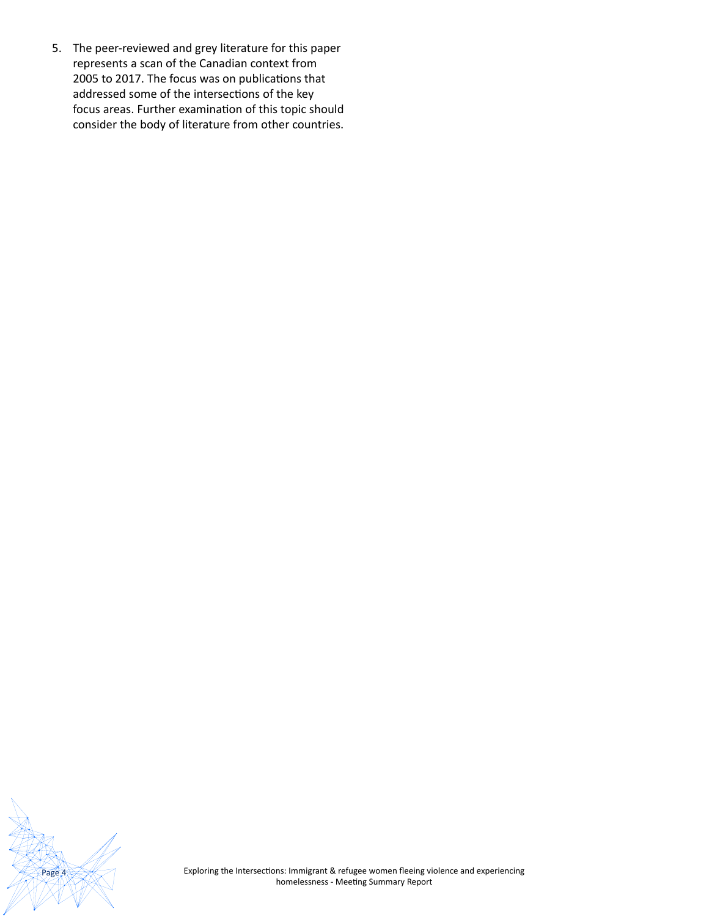5. The peer-reviewed and grey literature for this paper represents a scan of the Canadian context from 2005 to 2017. The focus was on publications that addressed some of the intersections of the key focus areas. Further examination of this topic should consider the body of literature from other countries.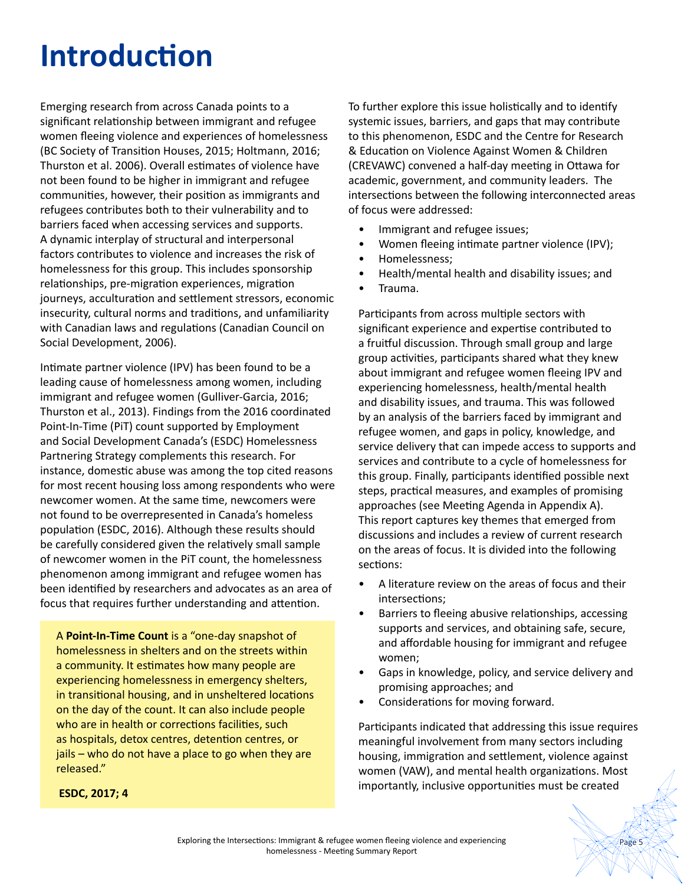# Introduction

Emerging research from across Canada points to a significant relationship between immigrant and refugee women fleeing violence and experiences of homelessness (BC Society of Transition Houses, 2015; Holtmann, 2016; Thurston et al. 2006). Overall estimates of violence have not been found to be higher in immigrant and refugee communities, however, their position as immigrants and refugees contributes both to their vulnerability and to barriers faced when accessing services and supports. A dynamic interplay of structural and interpersonal factors contributes to violence and increases the risk of homelessness for this group. This includes sponsorship relationships, pre-migration experiences, migration journeys, acculturation and settlement stressors, economic insecurity, cultural norms and traditions, and unfamiliarity with Canadian laws and regulations (Canadian Council on Social Development, 2006).

Intimate partner violence (IPV) has been found to be a leading cause of homelessness among women, including immigrant and refugee women (Gulliver-Garcia, 2016; Thurston et al., 2013). Findings from the 2016 coordinated Point-In-Time (PiT) count supported by Employment and Social Development Canada's (ESDC) Homelessness Partnering Strategy complements this research. For instance, domestic abuse was among the top cited reasons for most recent housing loss among respondents who were newcomer women. At the same time, newcomers were not found to be overrepresented in Canada's homeless population (ESDC, 2016). Although these results should be carefully considered given the relatively small sample of newcomer women in the PiT count, the homelessness phenomenon among immigrant and refugee women has been identified by researchers and advocates as an area of focus that requires further understanding and attention.

> A **Point-In-Time Count** is a "one-day snapshot of homelessness in shelters and on the streets within a community. It estimates how many people are experiencing homelessness in emergency shelters, in transitional housing, and in unsheltered locations on the day of the count. It can also include people who are in health or corrections facilities, such as hospitals, detox centres, detention centres, or jails – who do not have a place to go when they are released."
>
> **ESDC, 2017; 4**

To further explore this issue holistically and to identify systemic issues, barriers, and gaps that may contribute to this phenomenon, ESDC and the Centre for Research & Education on Violence Against Women & Children (CREVAWC) convened a half-day meeting in Ottawa for academic, government, and community leaders. The intersections between the following interconnected areas of focus were addressed:

- Immigrant and refugee issues;
- Women fleeing intimate partner violence (IPV);
- Homelessness;
- Health/mental health and disability issues; and
- Trauma.

Participants from across multiple sectors with significant experience and expertise contributed to a fruitful discussion. Through small group and large group activities, participants shared what they knew about immigrant and refugee women fleeing IPV and experiencing homelessness, health/mental health and disability issues, and trauma. This was followed by an analysis of the barriers faced by immigrant and refugee women, and gaps in policy, knowledge, and service delivery that can impede access to supports and services and contribute to a cycle of homelessness for this group. Finally, participants identified possible next steps, practical measures, and examples of promising approaches (see Meeting Agenda in Appendix A). This report captures key themes that emerged from discussions and includes a review of current research on the areas of focus. It is divided into the following sections:

- A literature review on the areas of focus and their intersections;
- Barriers to fleeing abusive relationships, accessing supports and services, and obtaining safe, secure, and affordable housing for immigrant and refugee women;
- Gaps in knowledge, policy, and service delivery and promising approaches; and
- Considerations for moving forward.

Participants indicated that addressing this issue requires meaningful involvement from many sectors including housing, immigration and settlement, violence against women (VAW), and mental health organizations. Most importantly, inclusive opportunities must be created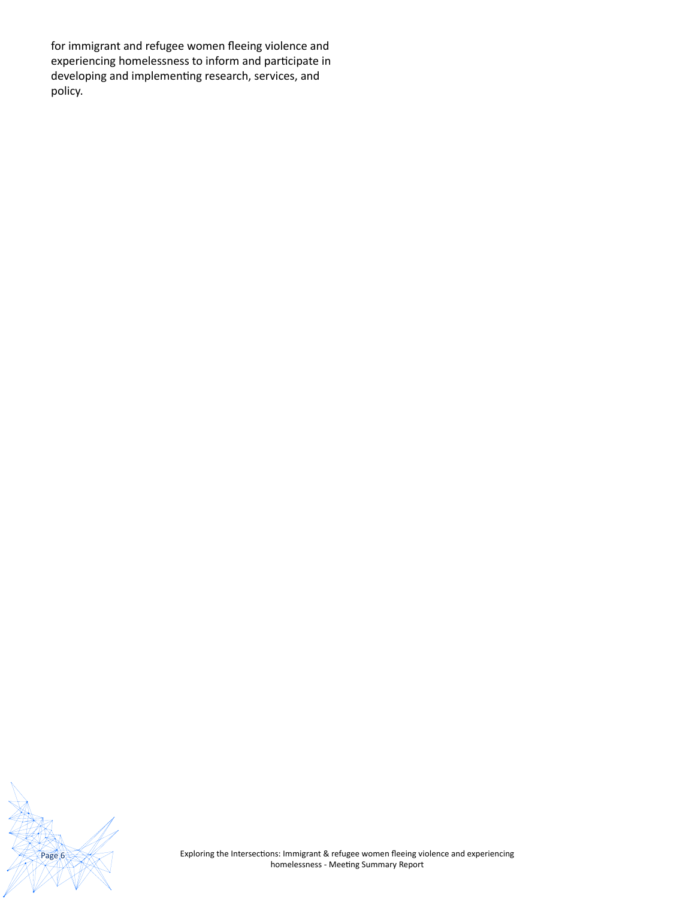for immigrant and refugee women fleeing violence and experiencing homelessness to inform and participate in developing and implementing research, services, and policy.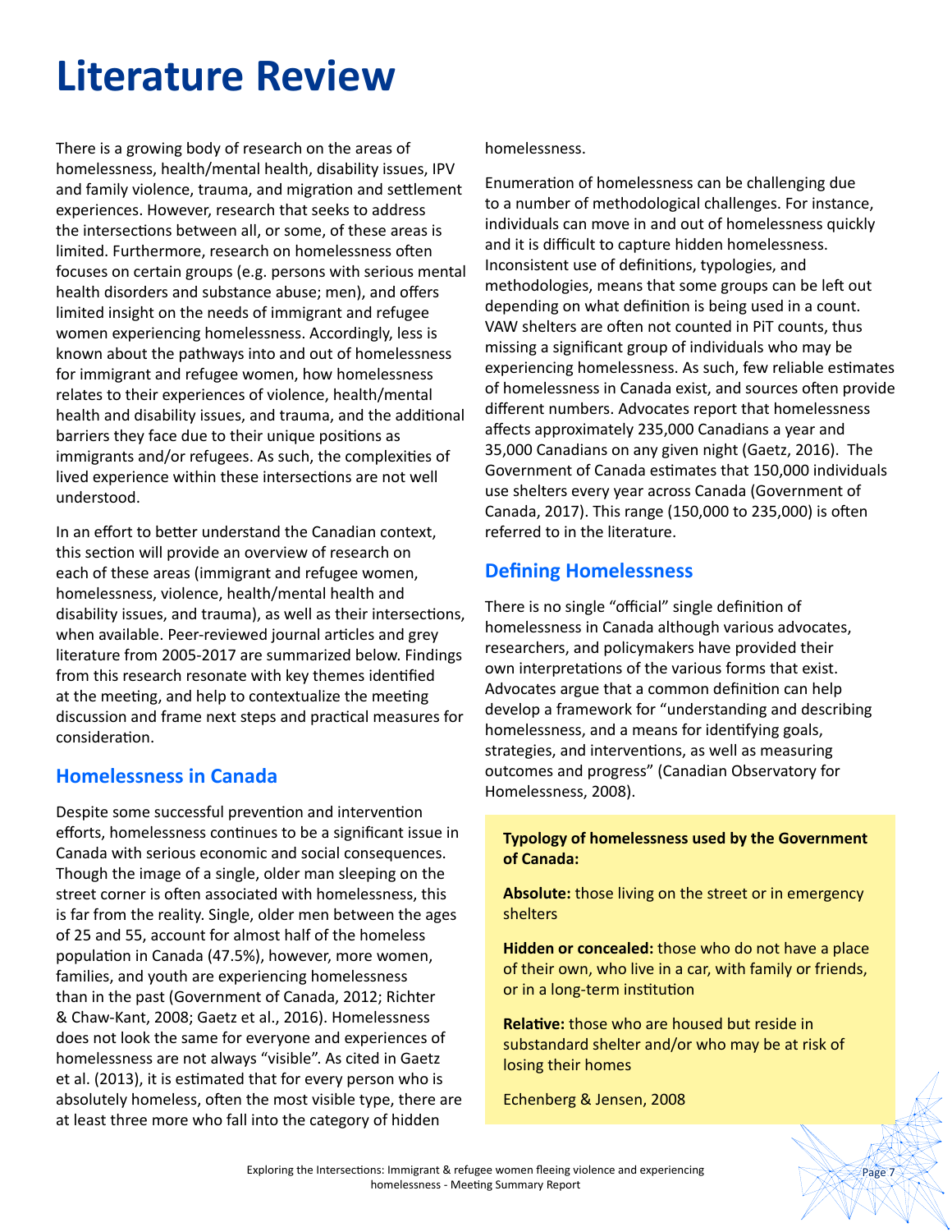# Literature Review

There is a growing body of research on the areas of homelessness, health/mental health, disability issues, IPV and family violence, trauma, and migration and settlement experiences. However, research that seeks to address the intersections between all, or some, of these areas is limited. Furthermore, research on homelessness often focuses on certain groups (e.g. persons with serious mental health disorders and substance abuse; men), and offers limited insight on the needs of immigrant and refugee women experiencing homelessness. Accordingly, less is known about the pathways into and out of homelessness for immigrant and refugee women, how homelessness relates to their experiences of violence, health/mental health and disability issues, and trauma, and the additional barriers they face due to their unique positions as immigrants and/or refugees. As such, the complexities of lived experience within these intersections are not well understood.

In an effort to better understand the Canadian context, this section will provide an overview of research on each of these areas (immigrant and refugee women, homelessness, violence, health/mental health and disability issues, and trauma), as well as their intersections, when available. Peer-reviewed journal articles and grey literature from 2005-2017 are summarized below. Findings from this research resonate with key themes identified at the meeting, and help to contextualize the meeting discussion and frame next steps and practical measures for consideration.

## Homelessness in Canada

Despite some successful prevention and intervention efforts, homelessness continues to be a significant issue in Canada with serious economic and social consequences. Though the image of a single, older man sleeping on the street corner is often associated with homelessness, this is far from the reality. Single, older men between the ages of 25 and 55, account for almost half of the homeless population in Canada (47.5%), however, more women, families, and youth are experiencing homelessness than in the past (Government of Canada, 2012; Richter & Chaw-Kant, 2008; Gaetz et al., 2016). Homelessness does not look the same for everyone and experiences of homelessness are not always "visible". As cited in Gaetz et al. (2013), it is estimated that for every person who is absolutely homeless, often the most visible type, there are at least three more who fall into the category of hidden homelessness.

Enumeration of homelessness can be challenging due to a number of methodological challenges. For instance, individuals can move in and out of homelessness quickly and it is difficult to capture hidden homelessness. Inconsistent use of definitions, typologies, and methodologies, means that some groups can be left out depending on what definition is being used in a count. VAW shelters are often not counted in PiT counts, thus missing a significant group of individuals who may be experiencing homelessness. As such, few reliable estimates of homelessness in Canada exist, and sources often provide different numbers. Advocates report that homelessness affects approximately 235,000 Canadians a year and 35,000 Canadians on any given night (Gaetz, 2016). The Government of Canada estimates that 150,000 individuals use shelters every year across Canada (Government of Canada, 2017). This range (150,000 to 235,000) is often referred to in the literature.

## Defining Homelessness

There is no single "official" single definition of homelessness in Canada although various advocates, researchers, and policymakers have provided their own interpretations of the various forms that exist. Advocates argue that a common definition can help develop a framework for "understanding and describing homelessness, and a means for identifying goals, strategies, and interventions, as well as measuring outcomes and progress" (Canadian Observatory for Homelessness, 2008).

**Typology of homelessness used by the Government of Canada:**

**Absolute:** those living on the street or in emergency shelters

**Hidden or concealed:** those who do not have a place of their own, who live in a car, with family or friends, or in a long-term institution

**Relative:** those who are housed but reside in substandard shelter and/or who may be at risk of losing their homes

Echenberg & Jensen, 2008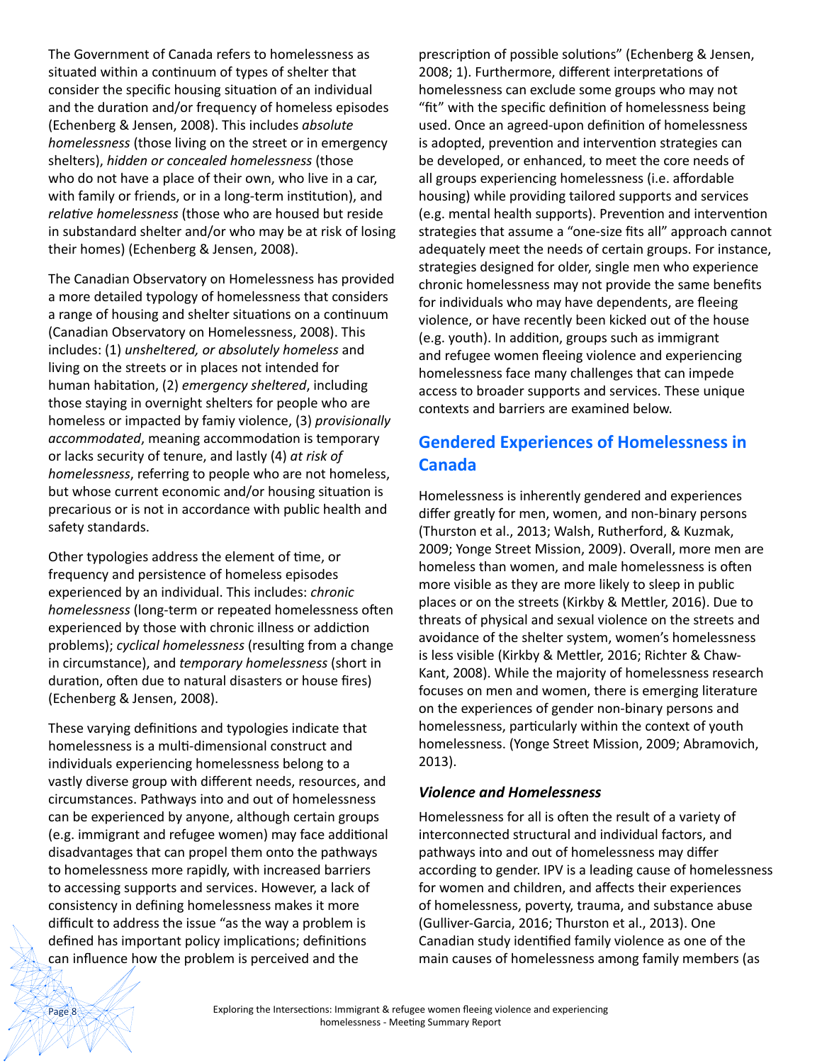The Government of Canada refers to homelessness as situated within a continuum of types of shelter that consider the specific housing situation of an individual and the duration and/or frequency of homeless episodes (Echenberg & Jensen, 2008). This includes *absolute homelessness* (those living on the street or in emergency shelters), *hidden or concealed homelessness* (those who do not have a place of their own, who live in a car, with family or friends, or in a long-term institution), and *relative homelessness* (those who are housed but reside in substandard shelter and/or who may be at risk of losing their homes) (Echenberg & Jensen, 2008).

The Canadian Observatory on Homelessness has provided a more detailed typology of homelessness that considers a range of housing and shelter situations on a continuum (Canadian Observatory on Homelessness, 2008). This includes: (1) *unsheltered, or absolutely homeless* and living on the streets or in places not intended for human habitation, (2) *emergency sheltered*, including those staying in overnight shelters for people who are homeless or impacted by famiy violence, (3) *provisionally accommodated*, meaning accommodation is temporary or lacks security of tenure, and lastly (4) *at risk of homelessness*, referring to people who are not homeless, but whose current economic and/or housing situation is precarious or is not in accordance with public health and safety standards.

Other typologies address the element of time, or frequency and persistence of homeless episodes experienced by an individual. This includes: *chronic homelessness* (long-term or repeated homelessness often experienced by those with chronic illness or addiction problems); *cyclical homelessness* (resulting from a change in circumstance), and *temporary homelessness* (short in duration, often due to natural disasters or house fires) (Echenberg & Jensen, 2008).

These varying definitions and typologies indicate that homelessness is a multi-dimensional construct and individuals experiencing homelessness belong to a vastly diverse group with different needs, resources, and circumstances. Pathways into and out of homelessness can be experienced by anyone, although certain groups (e.g. immigrant and refugee women) may face additional disadvantages that can propel them onto the pathways to homelessness more rapidly, with increased barriers to accessing supports and services. However, a lack of consistency in defining homelessness makes it more difficult to address the issue "as the way a problem is defined has important policy implications; definitions can influence how the problem is perceived and the prescription of possible solutions" (Echenberg & Jensen, 2008; 1). Furthermore, different interpretations of homelessness can exclude some groups who may not "fit" with the specific definition of homelessness being used. Once an agreed-upon definition of homelessness is adopted, prevention and intervention strategies can be developed, or enhanced, to meet the core needs of all groups experiencing homelessness (i.e. affordable housing) while providing tailored supports and services (e.g. mental health supports). Prevention and intervention strategies that assume a "one-size fits all" approach cannot adequately meet the needs of certain groups. For instance, strategies designed for older, single men who experience chronic homelessness may not provide the same benefits for individuals who may have dependents, are fleeing violence, or have recently been kicked out of the house (e.g. youth). In addition, groups such as immigrant and refugee women fleeing violence and experiencing homelessness face many challenges that can impede access to broader supports and services. These unique contexts and barriers are examined below.

## Gendered Experiences of Homelessness in Canada

Homelessness is inherently gendered and experiences differ greatly for men, women, and non-binary persons (Thurston et al., 2013; Walsh, Rutherford, & Kuzmak, 2009; Yonge Street Mission, 2009). Overall, more men are homeless than women, and male homelessness is often more visible as they are more likely to sleep in public places or on the streets (Kirkby & Mettler, 2016). Due to threats of physical and sexual violence on the streets and avoidance of the shelter system, women's homelessness is less visible (Kirkby & Mettler, 2016; Richter & Chaw-Kant, 2008). While the majority of homelessness research focuses on men and women, there is emerging literature on the experiences of gender non-binary persons and homelessness, particularly within the context of youth homelessness. (Yonge Street Mission, 2009; Abramovich, 2013).

### *Violence and Homelessness*

Homelessness for all is often the result of a variety of interconnected structural and individual factors, and pathways into and out of homelessness may differ according to gender. IPV is a leading cause of homelessness for women and children, and affects their experiences of homelessness, poverty, trauma, and substance abuse (Gulliver-Garcia, 2016; Thurston et al., 2013). One Canadian study identified family violence as one of the main causes of homelessness among family members (as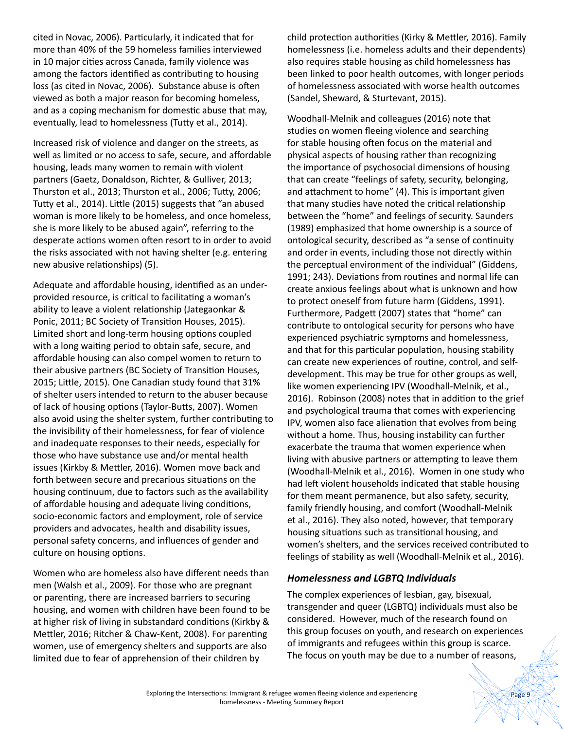cited in Novac, 2006). Particularly, it indicated that for more than 40% of the 59 homeless families interviewed in 10 major cities across Canada, family violence was among the factors identified as contributing to housing loss (as cited in Novac, 2006). Substance abuse is often viewed as both a major reason for becoming homeless, and as a coping mechanism for domestic abuse that may, eventually, lead to homelessness (Tutty et al., 2014).

Increased risk of violence and danger on the streets, as well as limited or no access to safe, secure, and affordable housing, leads many women to remain with violent partners (Gaetz, Donaldson, Richter, & Gulliver, 2013; Thurston et al., 2013; Thurston et al., 2006; Tutty, 2006; Tutty et al., 2014). Little (2015) suggests that "an abused woman is more likely to be homeless, and once homeless, she is more likely to be abused again", referring to the desperate actions women often resort to in order to avoid the risks associated with not having shelter (e.g. entering new abusive relationships) (5).

Adequate and affordable housing, identified as an under-provided resource, is critical to facilitating a woman's ability to leave a violent relationship (Jategaonkar & Ponic, 2011; BC Society of Transition Houses, 2015). Limited short and long-term housing options coupled with a long waiting period to obtain safe, secure, and affordable housing can also compel women to return to their abusive partners (BC Society of Transition Houses, 2015; Little, 2015). One Canadian study found that 31% of shelter users intended to return to the abuser because of lack of housing options (Taylor-Butts, 2007). Women also avoid using the shelter system, further contributing to the invisibility of their homelessness, for fear of violence and inadequate responses to their needs, especially for those who have substance use and/or mental health issues (Kirkby & Mettler, 2016). Women move back and forth between secure and precarious situations on the housing continuum, due to factors such as the availability of affordable housing and adequate living conditions, socio-economic factors and employment, role of service providers and advocates, health and disability issues, personal safety concerns, and influences of gender and culture on housing options.

Women who are homeless also have different needs than men (Walsh et al., 2009). For those who are pregnant or parenting, there are increased barriers to securing housing, and women with children have been found to be at higher risk of living in substandard conditions (Kirkby & Mettler, 2016; Ritcher & Chaw-Kent, 2008). For parenting women, use of emergency shelters and supports are also limited due to fear of apprehension of their children by child protection authorities (Kirky & Mettler, 2016). Family homelessness (i.e. homeless adults and their dependents) also requires stable housing as child homelessness has been linked to poor health outcomes, with longer periods of homelessness associated with worse health outcomes (Sandel, Sheward, & Sturtevant, 2015).

Woodhall-Melnik and colleagues (2016) note that studies on women fleeing violence and searching for stable housing often focus on the material and physical aspects of housing rather than recognizing the importance of psychosocial dimensions of housing that can create "feelings of safety, security, belonging, and attachment to home" (4). This is important given that many studies have noted the critical relationship between the "home" and feelings of security. Saunders (1989) emphasized that home ownership is a source of ontological security, described as "a sense of continuity and order in events, including those not directly within the perceptual environment of the individual" (Giddens, 1991; 243). Deviations from routines and normal life can create anxious feelings about what is unknown and how to protect oneself from future harm (Giddens, 1991). Furthermore, Padgett (2007) states that "home" can contribute to ontological security for persons who have experienced psychiatric symptoms and homelessness, and that for this particular population, housing stability can create new experiences of routine, control, and self-development. This may be true for other groups as well, like women experiencing IPV (Woodhall-Melnik, et al., 2016). Robinson (2008) notes that in addition to the grief and psychological trauma that comes with experiencing IPV, women also face alienation that evolves from being without a home. Thus, housing instability can further exacerbate the trauma that women experience when living with abusive partners or attempting to leave them (Woodhall-Melnik et al., 2016). Women in one study who had left violent households indicated that stable housing for them meant permanence, but also safety, security, family friendly housing, and comfort (Woodhall-Melnik et al., 2016). They also noted, however, that temporary housing situations such as transitional housing, and women's shelters, and the services received contributed to feelings of stability as well (Woodhall-Melnik et al., 2016).

### *Homelessness and LGBTQ Individuals*

The complex experiences of lesbian, gay, bisexual, transgender and queer (LGBTQ) individuals must also be considered. However, much of the research found on this group focuses on youth, and research on experiences of immigrants and refugees within this group is scarce. The focus on youth may be due to a number of reasons,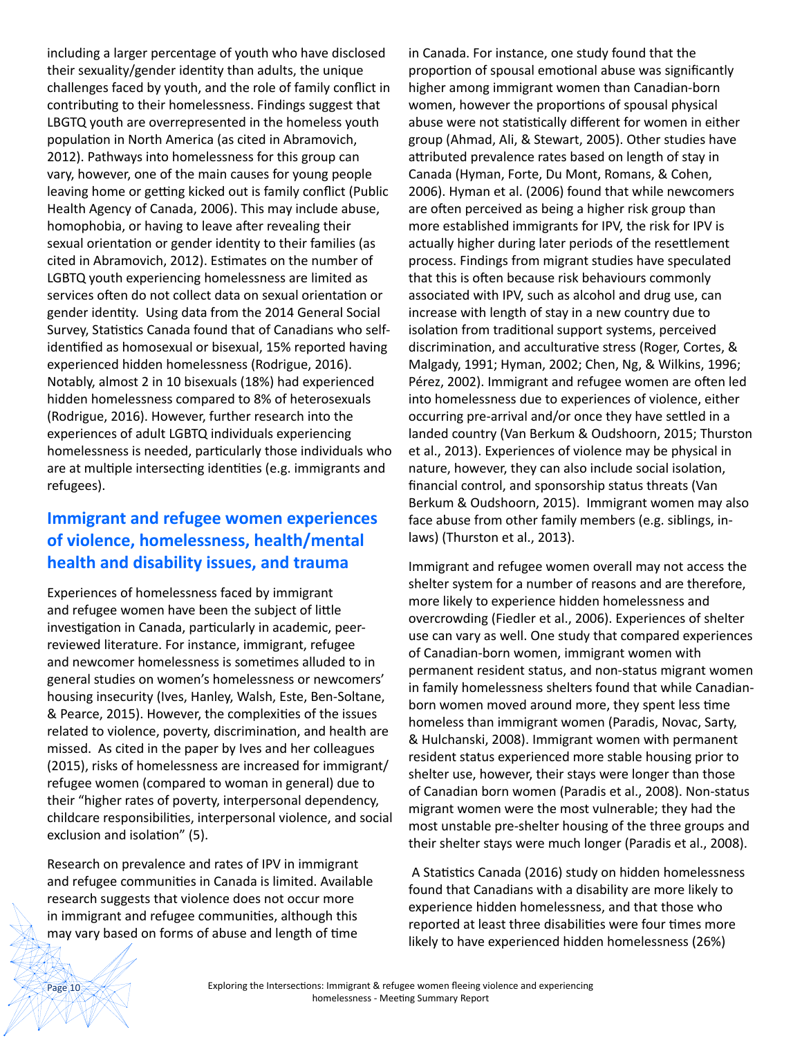including a larger percentage of youth who have disclosed their sexuality/gender identity than adults, the unique challenges faced by youth, and the role of family conflict in contributing to their homelessness. Findings suggest that LBGTQ youth are overrepresented in the homeless youth population in North America (as cited in Abramovich, 2012). Pathways into homelessness for this group can vary, however, one of the main causes for young people leaving home or getting kicked out is family conflict (Public Health Agency of Canada, 2006). This may include abuse, homophobia, or having to leave after revealing their sexual orientation or gender identity to their families (as cited in Abramovich, 2012). Estimates on the number of LGBTQ youth experiencing homelessness are limited as services often do not collect data on sexual orientation or gender identity. Using data from the 2014 General Social Survey, Statistics Canada found that of Canadians who self-identified as homosexual or bisexual, 15% reported having experienced hidden homelessness (Rodrigue, 2016). Notably, almost 2 in 10 bisexuals (18%) had experienced hidden homelessness compared to 8% of heterosexuals (Rodrigue, 2016). However, further research into the experiences of adult LGBTQ individuals experiencing homelessness is needed, particularly those individuals who are at multiple intersecting identities (e.g. immigrants and refugees).

## Immigrant and refugee women experiences of violence, homelessness, health/mental health and disability issues, and trauma

Experiences of homelessness faced by immigrant and refugee women have been the subject of little investigation in Canada, particularly in academic, peer-reviewed literature. For instance, immigrant, refugee and newcomer homelessness is sometimes alluded to in general studies on women's homelessness or newcomers' housing insecurity (Ives, Hanley, Walsh, Este, Ben-Soltane, & Pearce, 2015). However, the complexities of the issues related to violence, poverty, discrimination, and health are missed. As cited in the paper by Ives and her colleagues (2015), risks of homelessness are increased for immigrant/refugee women (compared to woman in general) due to their "higher rates of poverty, interpersonal dependency, childcare responsibilities, interpersonal violence, and social exclusion and isolation" (5).

Research on prevalence and rates of IPV in immigrant and refugee communities in Canada is limited. Available research suggests that violence does not occur more in immigrant and refugee communities, although this may vary based on forms of abuse and length of time in Canada. For instance, one study found that the proportion of spousal emotional abuse was significantly higher among immigrant women than Canadian-born women, however the proportions of spousal physical abuse were not statistically different for women in either group (Ahmad, Ali, & Stewart, 2005). Other studies have attributed prevalence rates based on length of stay in Canada (Hyman, Forte, Du Mont, Romans, & Cohen, 2006). Hyman et al. (2006) found that while newcomers are often perceived as being a higher risk group than more established immigrants for IPV, the risk for IPV is actually higher during later periods of the resettlement process. Findings from migrant studies have speculated that this is often because risk behaviours commonly associated with IPV, such as alcohol and drug use, can increase with length of stay in a new country due to isolation from traditional support systems, perceived discrimination, and acculturative stress (Roger, Cortes, & Malgady, 1991; Hyman, 2002; Chen, Ng, & Wilkins, 1996; Pérez, 2002). Immigrant and refugee women are often led into homelessness due to experiences of violence, either occurring pre-arrival and/or once they have settled in a landed country (Van Berkum & Oudshoorn, 2015; Thurston et al., 2013). Experiences of violence may be physical in nature, however, they can also include social isolation, financial control, and sponsorship status threats (Van Berkum & Oudshoorn, 2015). Immigrant women may also face abuse from other family members (e.g. siblings, in-laws) (Thurston et al., 2013).

Immigrant and refugee women overall may not access the shelter system for a number of reasons and are therefore, more likely to experience hidden homelessness and overcrowding (Fiedler et al., 2006). Experiences of shelter use can vary as well. One study that compared experiences of Canadian-born women, immigrant women with permanent resident status, and non-status migrant women in family homelessness shelters found that while Canadian-born women moved around more, they spent less time homeless than immigrant women (Paradis, Novac, Sarty, & Hulchanski, 2008). Immigrant women with permanent resident status experienced more stable housing prior to shelter use, however, their stays were longer than those of Canadian born women (Paradis et al., 2008). Non-status migrant women were the most vulnerable; they had the most unstable pre-shelter housing of the three groups and their shelter stays were much longer (Paradis et al., 2008).

A Statistics Canada (2016) study on hidden homelessness found that Canadians with a disability are more likely to experience hidden homelessness, and that those who reported at least three disabilities were four times more likely to have experienced hidden homelessness (26%)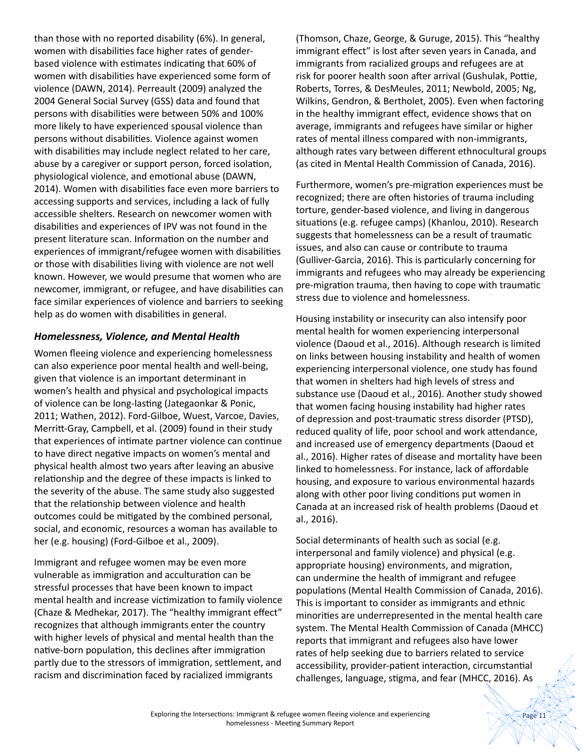than those with no reported disability (6%). In general, women with disabilities face higher rates of gender-based violence with estimates indicating that 60% of women with disabilities have experienced some form of violence (DAWN, 2014). Perreault (2009) analyzed the 2004 General Social Survey (GSS) data and found that persons with disabilities were between 50% and 100% more likely to have experienced spousal violence than persons without disabilities. Violence against women with disabilities may include neglect related to her care, abuse by a caregiver or support person, forced isolation, physiological violence, and emotional abuse (DAWN, 2014). Women with disabilities face even more barriers to accessing supports and services, including a lack of fully accessible shelters. Research on newcomer women with disabilities and experiences of IPV was not found in the present literature scan. Information on the number and experiences of immigrant/refugee women with disabilities or those with disabilities living with violence are not well known. However, we would presume that women who are newcomer, immigrant, or refugee, and have disabilities can face similar experiences of violence and barriers to seeking help as do women with disabilities in general.

### *Homelessness, Violence, and Mental Health*

Women fleeing violence and experiencing homelessness can also experience poor mental health and well-being, given that violence is an important determinant in women's health and physical and psychological impacts of violence can be long-lasting (Jategaonkar & Ponic, 2011; Wathen, 2012). Ford-Gilboe, Wuest, Varcoe, Davies, Merritt-Gray, Campbell, et al. (2009) found in their study that experiences of intimate partner violence can continue to have direct negative impacts on women's mental and physical health almost two years after leaving an abusive relationship and the degree of these impacts is linked to the severity of the abuse. The same study also suggested that the relationship between violence and health outcomes could be mitigated by the combined personal, social, and economic, resources a woman has available to her (e.g. housing) (Ford-Gilboe et al., 2009).

Immigrant and refugee women may be even more vulnerable as immigration and acculturation can be stressful processes that have been known to impact mental health and increase victimization to family violence (Chaze & Medhekar, 2017). The "healthy immigrant effect" recognizes that although immigrants enter the country with higher levels of physical and mental health than the native-born population, this declines after immigration partly due to the stressors of immigration, settlement, and racism and discrimination faced by racialized immigrants (Thomson, Chaze, George, & Guruge, 2015). This "healthy immigrant effect" is lost after seven years in Canada, and immigrants from racialized groups and refugees are at risk for poorer health soon after arrival (Gushulak, Pottie, Roberts, Torres, & DesMeules, 2011; Newbold, 2005; Ng, Wilkins, Gendron, & Bertholet, 2005). Even when factoring in the healthy immigrant effect, evidence shows that on average, immigrants and refugees have similar or higher rates of mental illness compared with non-immigrants, although rates vary between different ethnocultural groups (as cited in Mental Health Commission of Canada, 2016).

Furthermore, women's pre-migration experiences must be recognized; there are often histories of trauma including torture, gender-based violence, and living in dangerous situations (e.g. refugee camps) (Khanlou, 2010). Research suggests that homelessness can be a result of traumatic issues, and also can cause or contribute to trauma (Gulliver-Garcia, 2016). This is particularly concerning for immigrants and refugees who may already be experiencing pre-migration trauma, then having to cope with traumatic stress due to violence and homelessness.

Housing instability or insecurity can also intensify poor mental health for women experiencing interpersonal violence (Daoud et al., 2016). Although research is limited on links between housing instability and health of women experiencing interpersonal violence, one study has found that women in shelters had high levels of stress and substance use (Daoud et al., 2016). Another study showed that women facing housing instability had higher rates of depression and post-traumatic stress disorder (PTSD), reduced quality of life, poor school and work attendance, and increased use of emergency departments (Daoud et al., 2016). Higher rates of disease and mortality have been linked to homelessness. For instance, lack of affordable housing, and exposure to various environmental hazards along with other poor living conditions put women in Canada at an increased risk of health problems (Daoud et al., 2016).

Social determinants of health such as social (e.g. interpersonal and family violence) and physical (e.g. appropriate housing) environments, and migration, can undermine the health of immigrant and refugee populations (Mental Health Commission of Canada, 2016). This is important to consider as immigrants and ethnic minorities are underrepresented in the mental health care system. The Mental Health Commission of Canada (MHCC) reports that immigrant and refugees also have lower rates of help seeking due to barriers related to service accessibility, provider-patient interaction, circumstantial challenges, language, stigma, and fear (MHCC, 2016). As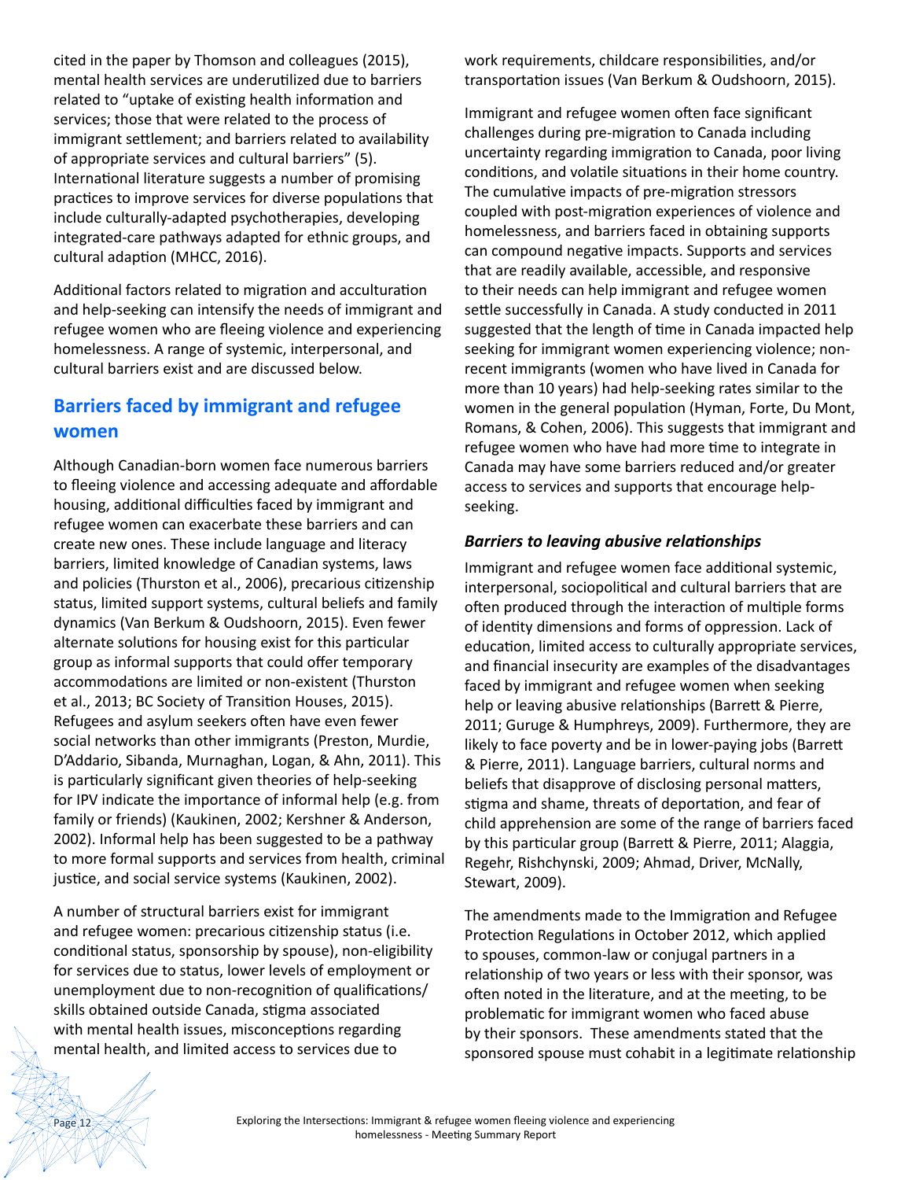cited in the paper by Thomson and colleagues (2015), mental health services are underutilized due to barriers related to "uptake of existing health information and services; those that were related to the process of immigrant settlement; and barriers related to availability of appropriate services and cultural barriers" (5). International literature suggests a number of promising practices to improve services for diverse populations that include culturally-adapted psychotherapies, developing integrated-care pathways adapted for ethnic groups, and cultural adaption (MHCC, 2016).

Additional factors related to migration and acculturation and help-seeking can intensify the needs of immigrant and refugee women who are fleeing violence and experiencing homelessness. A range of systemic, interpersonal, and cultural barriers exist and are discussed below.

## Barriers faced by immigrant and refugee women

Although Canadian-born women face numerous barriers to fleeing violence and accessing adequate and affordable housing, additional difficulties faced by immigrant and refugee women can exacerbate these barriers and can create new ones. These include language and literacy barriers, limited knowledge of Canadian systems, laws and policies (Thurston et al., 2006), precarious citizenship status, limited support systems, cultural beliefs and family dynamics (Van Berkum & Oudshoorn, 2015). Even fewer alternate solutions for housing exist for this particular group as informal supports that could offer temporary accommodations are limited or non-existent (Thurston et al., 2013; BC Society of Transition Houses, 2015). Refugees and asylum seekers often have even fewer social networks than other immigrants (Preston, Murdie, D'Addario, Sibanda, Murnaghan, Logan, & Ahn, 2011). This is particularly significant given theories of help-seeking for IPV indicate the importance of informal help (e.g. from family or friends) (Kaukinen, 2002; Kershner & Anderson, 2002). Informal help has been suggested to be a pathway to more formal supports and services from health, criminal justice, and social service systems (Kaukinen, 2002).

A number of structural barriers exist for immigrant and refugee women: precarious citizenship status (i.e. conditional status, sponsorship by spouse), non-eligibility for services due to status, lower levels of employment or unemployment due to non-recognition of qualifications/skills obtained outside Canada, stigma associated with mental health issues, misconceptions regarding mental health, and limited access to services due to work requirements, childcare responsibilities, and/or transportation issues (Van Berkum & Oudshoorn, 2015).

Immigrant and refugee women often face significant challenges during pre-migration to Canada including uncertainty regarding immigration to Canada, poor living conditions, and volatile situations in their home country. The cumulative impacts of pre-migration stressors coupled with post-migration experiences of violence and homelessness, and barriers faced in obtaining supports can compound negative impacts. Supports and services that are readily available, accessible, and responsive to their needs can help immigrant and refugee women settle successfully in Canada. A study conducted in 2011 suggested that the length of time in Canada impacted help seeking for immigrant women experiencing violence; non-recent immigrants (women who have lived in Canada for more than 10 years) had help-seeking rates similar to the women in the general population (Hyman, Forte, Du Mont, Romans, & Cohen, 2006). This suggests that immigrant and refugee women who have had more time to integrate in Canada may have some barriers reduced and/or greater access to services and supports that encourage help-seeking.

### *Barriers to leaving abusive relationships*

Immigrant and refugee women face additional systemic, interpersonal, sociopolitical and cultural barriers that are often produced through the interaction of multiple forms of identity dimensions and forms of oppression. Lack of education, limited access to culturally appropriate services, and financial insecurity are examples of the disadvantages faced by immigrant and refugee women when seeking help or leaving abusive relationships (Barrett & Pierre, 2011; Guruge & Humphreys, 2009). Furthermore, they are likely to face poverty and be in lower-paying jobs (Barrett & Pierre, 2011). Language barriers, cultural norms and beliefs that disapprove of disclosing personal matters, stigma and shame, threats of deportation, and fear of child apprehension are some of the range of barriers faced by this particular group (Barrett & Pierre, 2011; Alaggia, Regehr, Rishchynski, 2009; Ahmad, Driver, McNally, Stewart, 2009).

The amendments made to the Immigration and Refugee Protection Regulations in October 2012, which applied to spouses, common-law or conjugal partners in a relationship of two years or less with their sponsor, was often noted in the literature, and at the meeting, to be problematic for immigrant women who faced abuse by their sponsors. These amendments stated that the sponsored spouse must cohabit in a legitimate relationship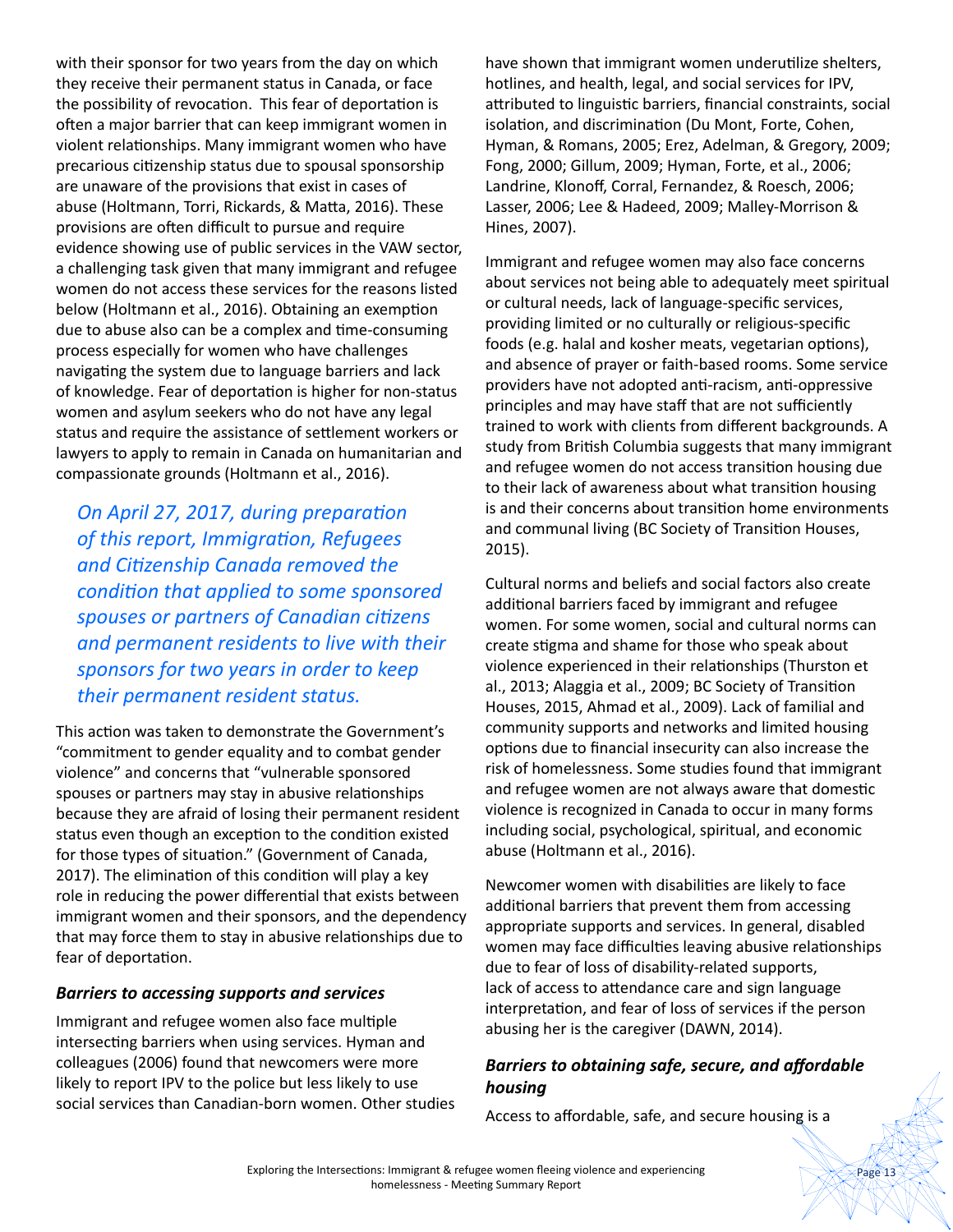with their sponsor for two years from the day on which they receive their permanent status in Canada, or face the possibility of revocation. This fear of deportation is often a major barrier that can keep immigrant women in violent relationships. Many immigrant women who have precarious citizenship status due to spousal sponsorship are unaware of the provisions that exist in cases of abuse (Holtmann, Torri, Rickards, & Matta, 2016). These provisions are often difficult to pursue and require evidence showing use of public services in the VAW sector, a challenging task given that many immigrant and refugee women do not access these services for the reasons listed below (Holtmann et al., 2016). Obtaining an exemption due to abuse also can be a complex and time-consuming process especially for women who have challenges navigating the system due to language barriers and lack of knowledge. Fear of deportation is higher for non-status women and asylum seekers who do not have any legal status and require the assistance of settlement workers or lawyers to apply to remain in Canada on humanitarian and compassionate grounds (Holtmann et al., 2016).

*On April 27, 2017, during preparation of this report, Immigration, Refugees and Citizenship Canada removed the condition that applied to some sponsored spouses or partners of Canadian citizens and permanent residents to live with their sponsors for two years in order to keep their permanent resident status.*

This action was taken to demonstrate the Government's "commitment to gender equality and to combat gender violence" and concerns that "vulnerable sponsored spouses or partners may stay in abusive relationships because they are afraid of losing their permanent resident status even though an exception to the condition existed for those types of situation." (Government of Canada, 2017). The elimination of this condition will play a key role in reducing the power differential that exists between immigrant women and their sponsors, and the dependency that may force them to stay in abusive relationships due to fear of deportation.

### *Barriers to accessing supports and services*

Immigrant and refugee women also face multiple intersecting barriers when using services. Hyman and colleagues (2006) found that newcomers were more likely to report IPV to the police but less likely to use social services than Canadian-born women. Other studies have shown that immigrant women underutilize shelters, hotlines, and health, legal, and social services for IPV, attributed to linguistic barriers, financial constraints, social isolation, and discrimination (Du Mont, Forte, Cohen, Hyman, & Romans, 2005; Erez, Adelman, & Gregory, 2009; Fong, 2000; Gillum, 2009; Hyman, Forte, et al., 2006; Landrine, Klonoff, Corral, Fernandez, & Roesch, 2006; Lasser, 2006; Lee & Hadeed, 2009; Malley-Morrison & Hines, 2007).

Immigrant and refugee women may also face concerns about services not being able to adequately meet spiritual or cultural needs, lack of language-specific services, providing limited or no culturally or religious-specific foods (e.g. halal and kosher meats, vegetarian options), and absence of prayer or faith-based rooms. Some service providers have not adopted anti-racism, anti-oppressive principles and may have staff that are not sufficiently trained to work with clients from different backgrounds. A study from British Columbia suggests that many immigrant and refugee women do not access transition housing due to their lack of awareness about what transition housing is and their concerns about transition home environments and communal living (BC Society of Transition Houses, 2015).

Cultural norms and beliefs and social factors also create additional barriers faced by immigrant and refugee women. For some women, social and cultural norms can create stigma and shame for those who speak about violence experienced in their relationships (Thurston et al., 2013; Alaggia et al., 2009; BC Society of Transition Houses, 2015, Ahmad et al., 2009). Lack of familial and community supports and networks and limited housing options due to financial insecurity can also increase the risk of homelessness. Some studies found that immigrant and refugee women are not always aware that domestic violence is recognized in Canada to occur in many forms including social, psychological, spiritual, and economic abuse (Holtmann et al., 2016).

Newcomer women with disabilities are likely to face additional barriers that prevent them from accessing appropriate supports and services. In general, disabled women may face difficulties leaving abusive relationships due to fear of loss of disability-related supports, lack of access to attendance care and sign language interpretation, and fear of loss of services if the person abusing her is the caregiver (DAWN, 2014).

### *Barriers to obtaining safe, secure, and affordable housing*

Access to affordable, safe, and secure housing is a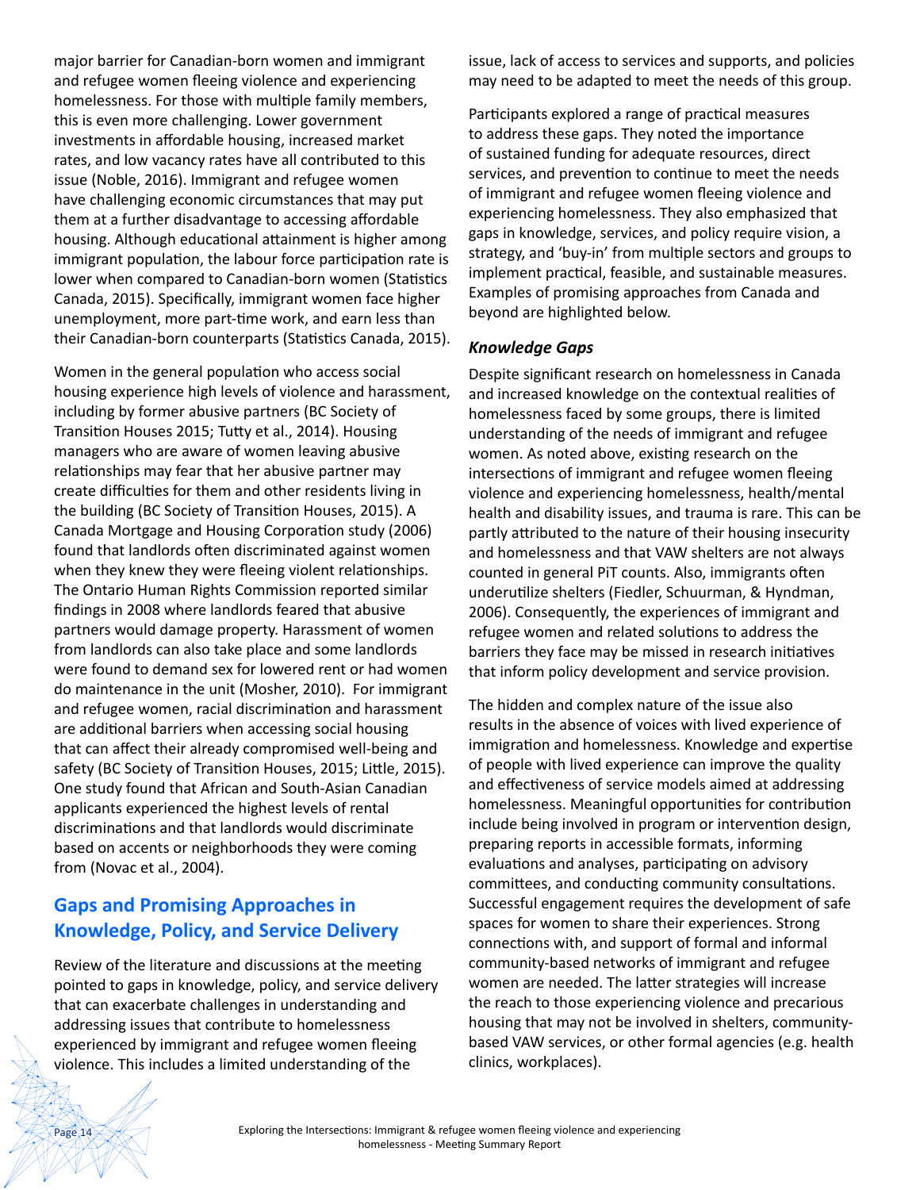major barrier for Canadian-born women and immigrant and refugee women fleeing violence and experiencing homelessness. For those with multiple family members, this is even more challenging. Lower government investments in affordable housing, increased market rates, and low vacancy rates have all contributed to this issue (Noble, 2016). Immigrant and refugee women have challenging economic circumstances that may put them at a further disadvantage to accessing affordable housing. Although educational attainment is higher among immigrant population, the labour force participation rate is lower when compared to Canadian-born women (Statistics Canada, 2015). Specifically, immigrant women face higher unemployment, more part-time work, and earn less than their Canadian-born counterparts (Statistics Canada, 2015).

Women in the general population who access social housing experience high levels of violence and harassment, including by former abusive partners (BC Society of Transition Houses 2015; Tutty et al., 2014). Housing managers who are aware of women leaving abusive relationships may fear that her abusive partner may create difficulties for them and other residents living in the building (BC Society of Transition Houses, 2015). A Canada Mortgage and Housing Corporation study (2006) found that landlords often discriminated against women when they knew they were fleeing violent relationships. The Ontario Human Rights Commission reported similar findings in 2008 where landlords feared that abusive partners would damage property. Harassment of women from landlords can also take place and some landlords were found to demand sex for lowered rent or had women do maintenance in the unit (Mosher, 2010). For immigrant and refugee women, racial discrimination and harassment are additional barriers when accessing social housing that can affect their already compromised well-being and safety (BC Society of Transition Houses, 2015; Little, 2015). One study found that African and South-Asian Canadian applicants experienced the highest levels of rental discriminations and that landlords would discriminate based on accents or neighborhoods they were coming from (Novac et al., 2004).

## Gaps and Promising Approaches in Knowledge, Policy, and Service Delivery

Review of the literature and discussions at the meeting pointed to gaps in knowledge, policy, and service delivery that can exacerbate challenges in understanding and addressing issues that contribute to homelessness experienced by immigrant and refugee women fleeing violence. This includes a limited understanding of the issue, lack of access to services and supports, and policies may need to be adapted to meet the needs of this group.

Participants explored a range of practical measures to address these gaps. They noted the importance of sustained funding for adequate resources, direct services, and prevention to continue to meet the needs of immigrant and refugee women fleeing violence and experiencing homelessness. They also emphasized that gaps in knowledge, services, and policy require vision, a strategy, and 'buy-in' from multiple sectors and groups to implement practical, feasible, and sustainable measures. Examples of promising approaches from Canada and beyond are highlighted below.

### *Knowledge Gaps*

Despite significant research on homelessness in Canada and increased knowledge on the contextual realities of homelessness faced by some groups, there is limited understanding of the needs of immigrant and refugee women. As noted above, existing research on the intersections of immigrant and refugee women fleeing violence and experiencing homelessness, health/mental health and disability issues, and trauma is rare. This can be partly attributed to the nature of their housing insecurity and homelessness and that VAW shelters are not always counted in general PiT counts. Also, immigrants often underutilize shelters (Fiedler, Schuurman, & Hyndman, 2006). Consequently, the experiences of immigrant and refugee women and related solutions to address the barriers they face may be missed in research initiatives that inform policy development and service provision.

The hidden and complex nature of the issue also results in the absence of voices with lived experience of immigration and homelessness. Knowledge and expertise of people with lived experience can improve the quality and effectiveness of service models aimed at addressing homelessness. Meaningful opportunities for contribution include being involved in program or intervention design, preparing reports in accessible formats, informing evaluations and analyses, participating on advisory committees, and conducting community consultations. Successful engagement requires the development of safe spaces for women to share their experiences. Strong connections with, and support of formal and informal community-based networks of immigrant and refugee women are needed. The latter strategies will increase the reach to those experiencing violence and precarious housing that may not be involved in shelters, community-based VAW services, or other formal agencies (e.g. health clinics, workplaces).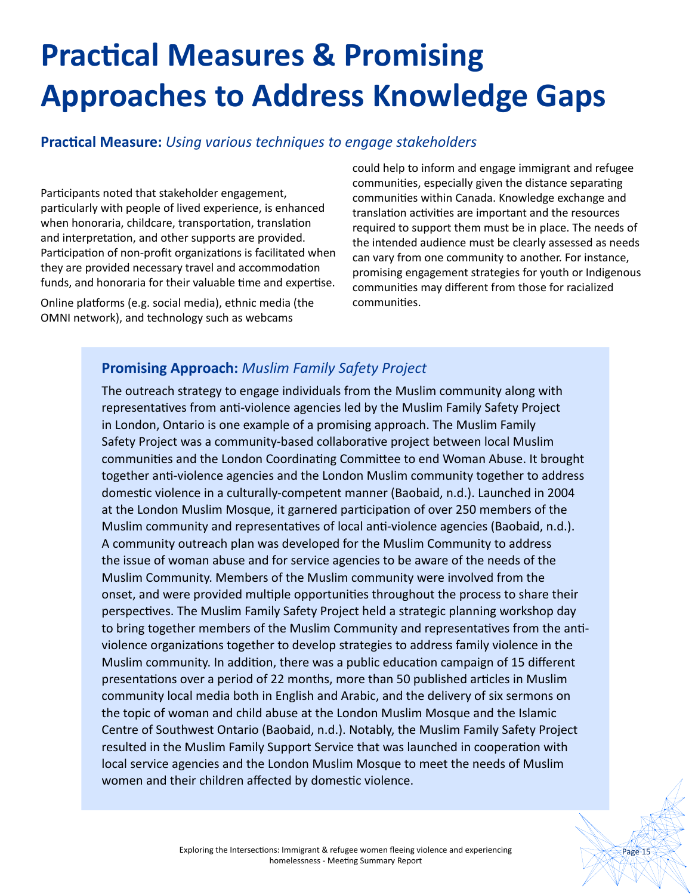# Practical Measures & Promising Approaches to Address Knowledge Gaps

**Practical Measure:** *Using various techniques to engage stakeholders*

Participants noted that stakeholder engagement, particularly with people of lived experience, is enhanced when honoraria, childcare, transportation, translation and interpretation, and other supports are provided. Participation of non-profit organizations is facilitated when they are provided necessary travel and accommodation funds, and honoraria for their valuable time and expertise.

Online platforms (e.g. social media), ethnic media (the OMNI network), and technology such as webcams could help to inform and engage immigrant and refugee communities, especially given the distance separating communities within Canada. Knowledge exchange and translation activities are important and the resources required to support them must be in place. The needs of the intended audience must be clearly assessed as needs can vary from one community to another. For instance, promising engagement strategies for youth or Indigenous communities may different from those for racialized communities.

**Promising Approach:** *Muslim Family Safety Project*

The outreach strategy to engage individuals from the Muslim community along with representatives from anti-violence agencies led by the Muslim Family Safety Project in London, Ontario is one example of a promising approach. The Muslim Family Safety Project was a community-based collaborative project between local Muslim communities and the London Coordinating Committee to end Woman Abuse. It brought together anti-violence agencies and the London Muslim community together to address domestic violence in a culturally-competent manner (Baobaid, n.d.). Launched in 2004 at the London Muslim Mosque, it garnered participation of over 250 members of the Muslim community and representatives of local anti-violence agencies (Baobaid, n.d.). A community outreach plan was developed for the Muslim Community to address the issue of woman abuse and for service agencies to be aware of the needs of the Muslim Community. Members of the Muslim community were involved from the onset, and were provided multiple opportunities throughout the process to share their perspectives. The Muslim Family Safety Project held a strategic planning workshop day to bring together members of the Muslim Community and representatives from the anti-violence organizations together to develop strategies to address family violence in the Muslim community. In addition, there was a public education campaign of 15 different presentations over a period of 22 months, more than 50 published articles in Muslim community local media both in English and Arabic, and the delivery of six sermons on the topic of woman and child abuse at the London Muslim Mosque and the Islamic Centre of Southwest Ontario (Baobaid, n.d.). Notably, the Muslim Family Safety Project resulted in the Muslim Family Support Service that was launched in cooperation with local service agencies and the London Muslim Mosque to meet the needs of Muslim women and their children affected by domestic violence.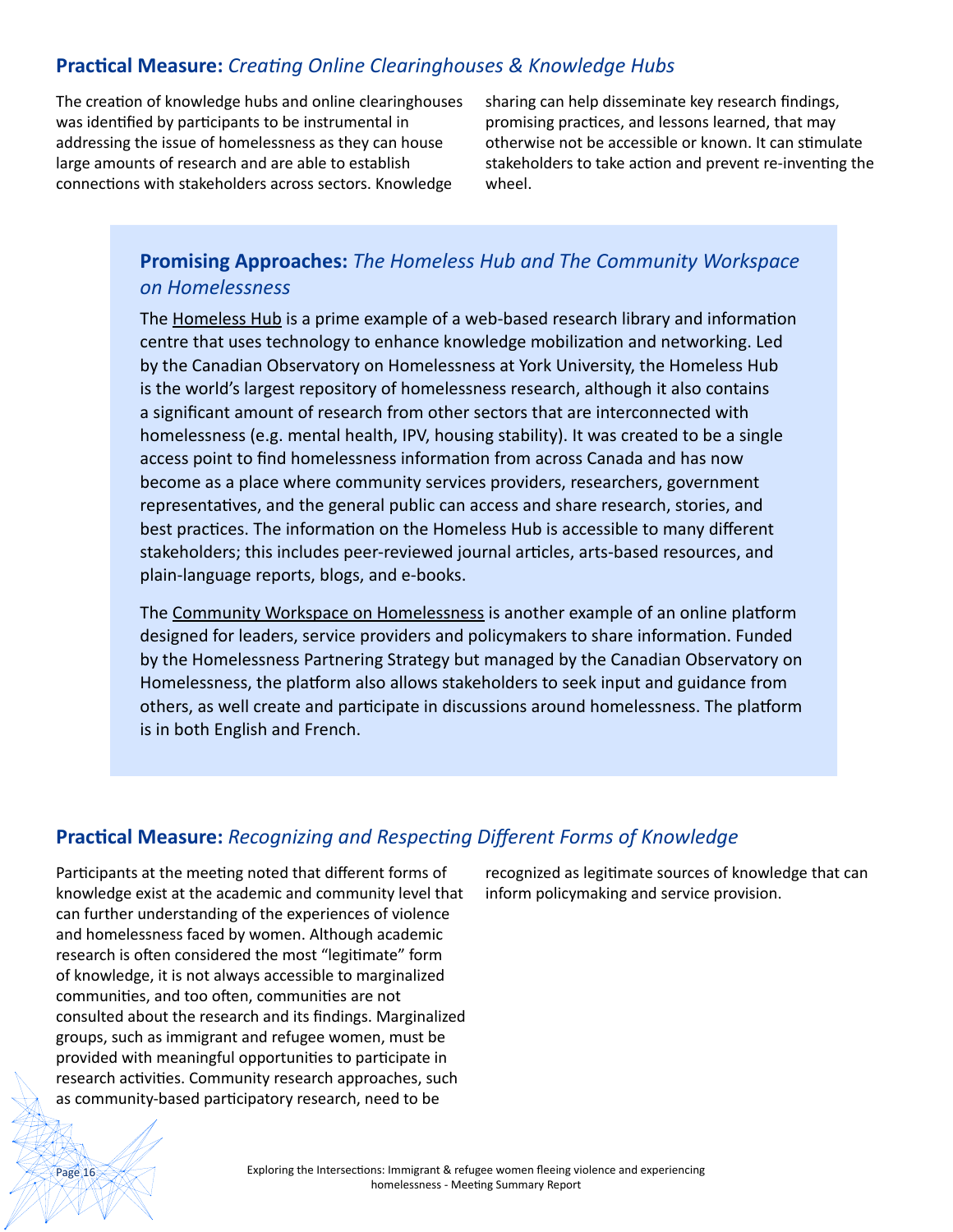## **Practical Measure:** *Creating Online Clearinghouses & Knowledge Hubs*

The creation of knowledge hubs and online clearinghouses was identified by participants to be instrumental in addressing the issue of homelessness as they can house large amounts of research and are able to establish connections with stakeholders across sectors. Knowledge sharing can help disseminate key research findings, promising practices, and lessons learned, that may otherwise not be accessible or known. It can stimulate stakeholders to take action and prevent re-inventing the wheel.

### **Promising Approaches:** *The Homeless Hub and The Community Workspace on Homelessness*

The Homeless Hub is a prime example of a web-based research library and information centre that uses technology to enhance knowledge mobilization and networking. Led by the Canadian Observatory on Homelessness at York University, the Homeless Hub is the world's largest repository of homelessness research, although it also contains a significant amount of research from other sectors that are interconnected with homelessness (e.g. mental health, IPV, housing stability). It was created to be a single access point to find homelessness information from across Canada and has now become as a place where community services providers, researchers, government representatives, and the general public can access and share research, stories, and best practices. The information on the Homeless Hub is accessible to many different stakeholders; this includes peer-reviewed journal articles, arts-based resources, and plain-language reports, blogs, and e-books.

The Community Workspace on Homelessness is another example of an online platform designed for leaders, service providers and policymakers to share information. Funded by the Homelessness Partnering Strategy but managed by the Canadian Observatory on Homelessness, the platform also allows stakeholders to seek input and guidance from others, as well create and participate in discussions around homelessness. The platform is in both English and French.

## **Practical Measure:** *Recognizing and Respecting Different Forms of Knowledge*

Participants at the meeting noted that different forms of knowledge exist at the academic and community level that can further understanding of the experiences of violence and homelessness faced by women. Although academic research is often considered the most "legitimate" form of knowledge, it is not always accessible to marginalized communities, and too often, communities are not consulted about the research and its findings. Marginalized groups, such as immigrant and refugee women, must be provided with meaningful opportunities to participate in research activities. Community research approaches, such as community-based participatory research, need to be recognized as legitimate sources of knowledge that can inform policymaking and service provision.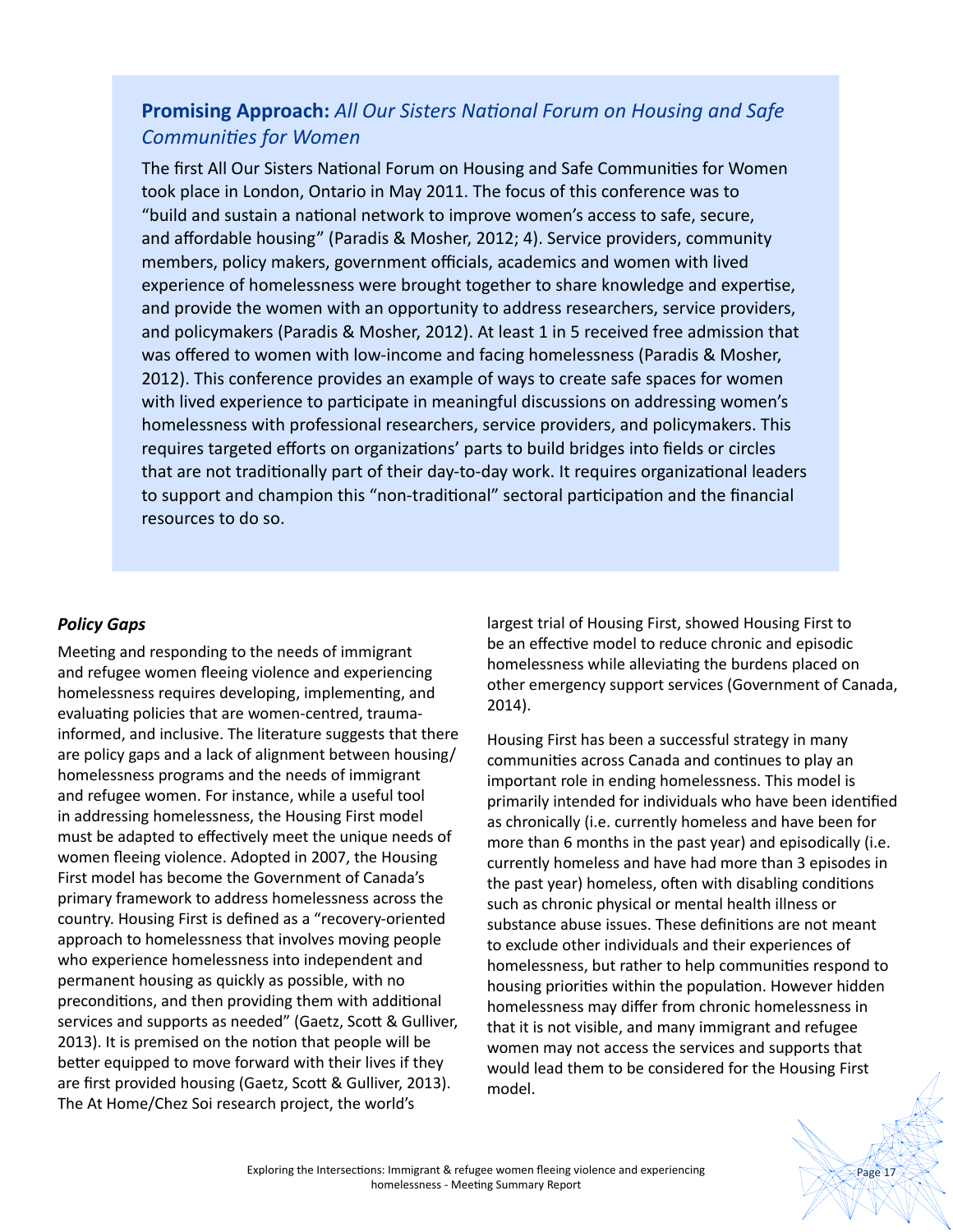### **Promising Approach:** *All Our Sisters National Forum on Housing and Safe Communities for Women*

The first All Our Sisters National Forum on Housing and Safe Communities for Women took place in London, Ontario in May 2011. The focus of this conference was to "build and sustain a national network to improve women's access to safe, secure, and affordable housing" (Paradis & Mosher, 2012; 4). Service providers, community members, policy makers, government officials, academics and women with lived experience of homelessness were brought together to share knowledge and expertise, and provide the women with an opportunity to address researchers, service providers, and policymakers (Paradis & Mosher, 2012). At least 1 in 5 received free admission that was offered to women with low-income and facing homelessness (Paradis & Mosher, 2012). This conference provides an example of ways to create safe spaces for women with lived experience to participate in meaningful discussions on addressing women's homelessness with professional researchers, service providers, and policymakers. This requires targeted efforts on organizations' parts to build bridges into fields or circles that are not traditionally part of their day-to-day work. It requires organizational leaders to support and champion this "non-traditional" sectoral participation and the financial resources to do so.

### ***Policy Gaps***

Meeting and responding to the needs of immigrant and refugee women fleeing violence and experiencing homelessness requires developing, implementing, and evaluating policies that are women-centred, trauma-informed, and inclusive. The literature suggests that there are policy gaps and a lack of alignment between housing/homelessness programs and the needs of immigrant and refugee women. For instance, while a useful tool in addressing homelessness, the Housing First model must be adapted to effectively meet the unique needs of women fleeing violence. Adopted in 2007, the Housing First model has become the Government of Canada's primary framework to address homelessness across the country. Housing First is defined as a "recovery-oriented approach to homelessness that involves moving people who experience homelessness into independent and permanent housing as quickly as possible, with no preconditions, and then providing them with additional services and supports as needed" (Gaetz, Scott & Gulliver, 2013). It is premised on the notion that people will be better equipped to move forward with their lives if they are first provided housing (Gaetz, Scott & Gulliver, 2013). The At Home/Chez Soi research project, the world's largest trial of Housing First, showed Housing First to be an effective model to reduce chronic and episodic homelessness while alleviating the burdens placed on other emergency support services (Government of Canada, 2014).

Housing First has been a successful strategy in many communities across Canada and continues to play an important role in ending homelessness. This model is primarily intended for individuals who have been identified as chronically (i.e. currently homeless and have been for more than 6 months in the past year) and episodically (i.e. currently homeless and have had more than 3 episodes in the past year) homeless, often with disabling conditions such as chronic physical or mental health illness or substance abuse issues. These definitions are not meant to exclude other individuals and their experiences of homelessness, but rather to help communities respond to housing priorities within the population. However hidden homelessness may differ from chronic homelessness in that it is not visible, and many immigrant and refugee women may not access the services and supports that would lead them to be considered for the Housing First model.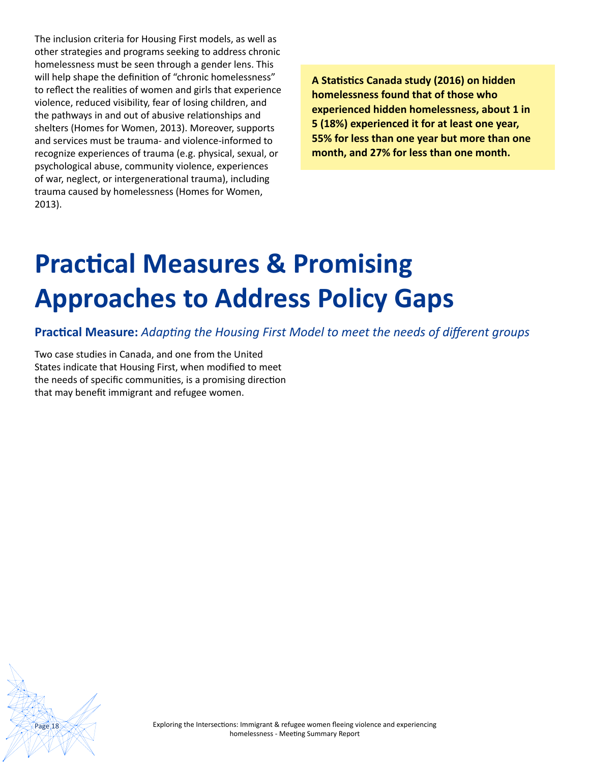The inclusion criteria for Housing First models, as well as other strategies and programs seeking to address chronic homelessness must be seen through a gender lens. This will help shape the definition of "chronic homelessness" to reflect the realities of women and girls that experience violence, reduced visibility, fear of losing children, and the pathways in and out of abusive relationships and shelters (Homes for Women, 2013). Moreover, supports and services must be trauma- and violence-informed to recognize experiences of trauma (e.g. physical, sexual, or psychological abuse, community violence, experiences of war, neglect, or intergenerational trauma), including trauma caused by homelessness (Homes for Women, 2013).

**A Statistics Canada study (2016) on hidden homelessness found that of those who experienced hidden homelessness, about 1 in 5 (18%) experienced it for at least one year, 55% for less than one year but more than one month, and 27% for less than one month.**

# Practical Measures & Promising Approaches to Address Policy Gaps

### **Practical Measure:** *Adapting the Housing First Model to meet the needs of different groups*

Two case studies in Canada, and one from the United States indicate that Housing First, when modified to meet the needs of specific communities, is a promising direction that may benefit immigrant and refugee women.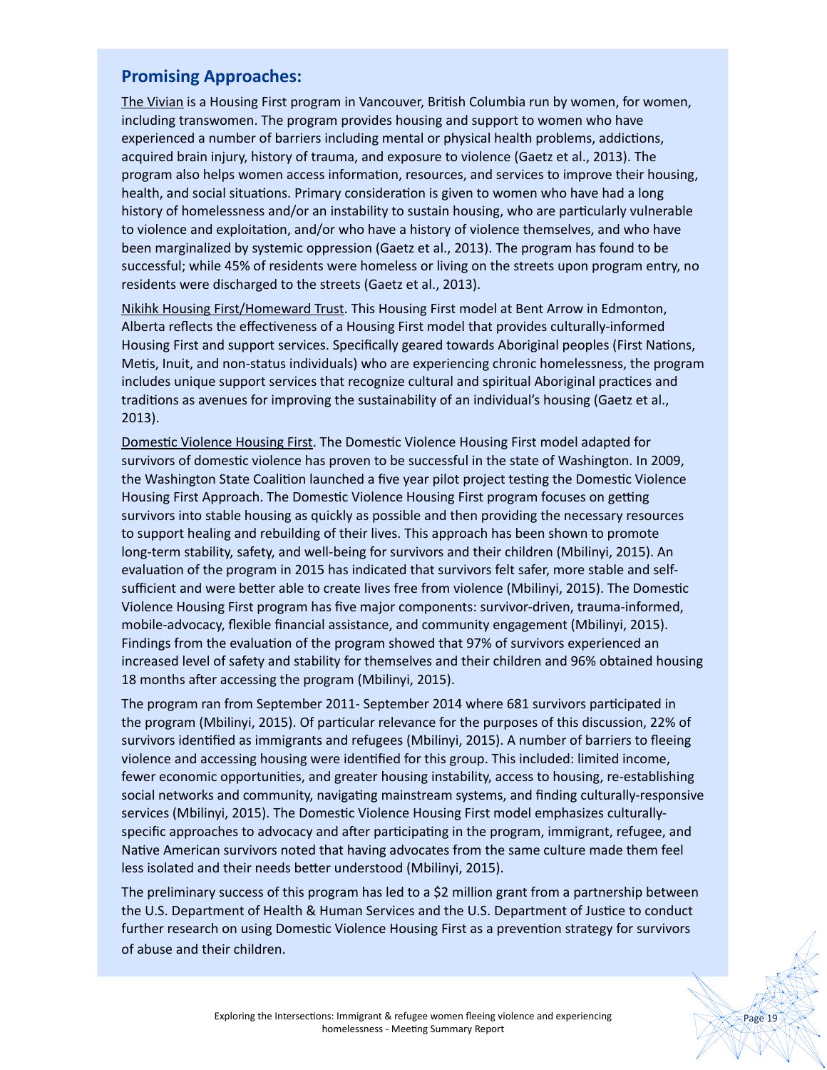## Promising Approaches:

The Vivian is a Housing First program in Vancouver, British Columbia run by women, for women, including transwomen. The program provides housing and support to women who have experienced a number of barriers including mental or physical health problems, addictions, acquired brain injury, history of trauma, and exposure to violence (Gaetz et al., 2013). The program also helps women access information, resources, and services to improve their housing, health, and social situations. Primary consideration is given to women who have had a long history of homelessness and/or an instability to sustain housing, who are particularly vulnerable to violence and exploitation, and/or who have a history of violence themselves, and who have been marginalized by systemic oppression (Gaetz et al., 2013). The program has found to be successful; while 45% of residents were homeless or living on the streets upon program entry, no residents were discharged to the streets (Gaetz et al., 2013).

Nikihk Housing First/Homeward Trust. This Housing First model at Bent Arrow in Edmonton, Alberta reflects the effectiveness of a Housing First model that provides culturally-informed Housing First and support services. Specifically geared towards Aboriginal peoples (First Nations, Metis, Inuit, and non-status individuals) who are experiencing chronic homelessness, the program includes unique support services that recognize cultural and spiritual Aboriginal practices and traditions as avenues for improving the sustainability of an individual's housing (Gaetz et al., 2013).

Domestic Violence Housing First. The Domestic Violence Housing First model adapted for survivors of domestic violence has proven to be successful in the state of Washington. In 2009, the Washington State Coalition launched a five year pilot project testing the Domestic Violence Housing First Approach. The Domestic Violence Housing First program focuses on getting survivors into stable housing as quickly as possible and then providing the necessary resources to support healing and rebuilding of their lives. This approach has been shown to promote long-term stability, safety, and well-being for survivors and their children (Mbilinyi, 2015). An evaluation of the program in 2015 has indicated that survivors felt safer, more stable and self-sufficient and were better able to create lives free from violence (Mbilinyi, 2015). The Domestic Violence Housing First program has five major components: survivor-driven, trauma-informed, mobile-advocacy, flexible financial assistance, and community engagement (Mbilinyi, 2015). Findings from the evaluation of the program showed that 97% of survivors experienced an increased level of safety and stability for themselves and their children and 96% obtained housing 18 months after accessing the program (Mbilinyi, 2015).

The program ran from September 2011- September 2014 where 681 survivors participated in the program (Mbilinyi, 2015). Of particular relevance for the purposes of this discussion, 22% of survivors identified as immigrants and refugees (Mbilinyi, 2015). A number of barriers to fleeing violence and accessing housing were identified for this group. This included: limited income, fewer economic opportunities, and greater housing instability, access to housing, re-establishing social networks and community, navigating mainstream systems, and finding culturally-responsive services (Mbilinyi, 2015). The Domestic Violence Housing First model emphasizes culturally-specific approaches to advocacy and after participating in the program, immigrant, refugee, and Native American survivors noted that having advocates from the same culture made them feel less isolated and their needs better understood (Mbilinyi, 2015).

The preliminary success of this program has led to a $2 million grant from a partnership between the U.S. Department of Health & Human Services and the U.S. Department of Justice to conduct further research on using Domestic Violence Housing First as a prevention strategy for survivors of abuse and their children.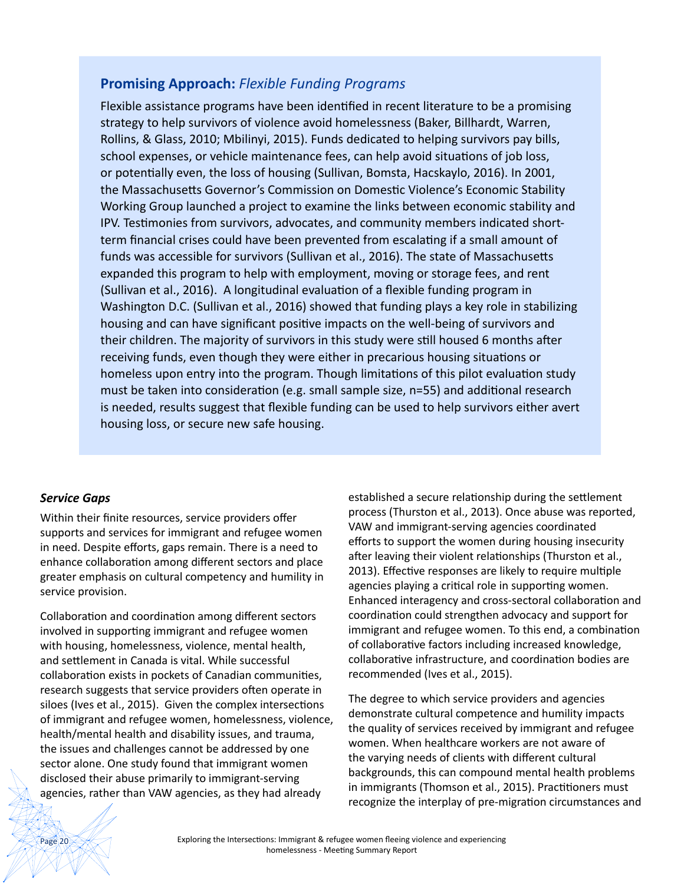## **Promising Approach:** *Flexible Funding Programs*

Flexible assistance programs have been identified in recent literature to be a promising strategy to help survivors of violence avoid homelessness (Baker, Billhardt, Warren, Rollins, & Glass, 2010; Mbilinyi, 2015). Funds dedicated to helping survivors pay bills, school expenses, or vehicle maintenance fees, can help avoid situations of job loss, or potentially even, the loss of housing (Sullivan, Bomsta, Hacskaylo, 2016). In 2001, the Massachusetts Governor's Commission on Domestic Violence's Economic Stability Working Group launched a project to examine the links between economic stability and IPV. Testimonies from survivors, advocates, and community members indicated short-term financial crises could have been prevented from escalating if a small amount of funds was accessible for survivors (Sullivan et al., 2016). The state of Massachusetts expanded this program to help with employment, moving or storage fees, and rent (Sullivan et al., 2016). A longitudinal evaluation of a flexible funding program in Washington D.C. (Sullivan et al., 2016) showed that funding plays a key role in stabilizing housing and can have significant positive impacts on the well-being of survivors and their children. The majority of survivors in this study were still housed 6 months after receiving funds, even though they were either in precarious housing situations or homeless upon entry into the program. Though limitations of this pilot evaluation study must be taken into consideration (e.g. small sample size, n=55) and additional research is needed, results suggest that flexible funding can be used to help survivors either avert housing loss, or secure new safe housing.

### ***Service Gaps***

Within their finite resources, service providers offer supports and services for immigrant and refugee women in need. Despite efforts, gaps remain. There is a need to enhance collaboration among different sectors and place greater emphasis on cultural competency and humility in service provision.

Collaboration and coordination among different sectors involved in supporting immigrant and refugee women with housing, homelessness, violence, mental health, and settlement in Canada is vital. While successful collaboration exists in pockets of Canadian communities, research suggests that service providers often operate in siloes (Ives et al., 2015). Given the complex intersections of immigrant and refugee women, homelessness, violence, health/mental health and disability issues, and trauma, the issues and challenges cannot be addressed by one sector alone. One study found that immigrant women disclosed their abuse primarily to immigrant-serving agencies, rather than VAW agencies, as they had already established a secure relationship during the settlement process (Thurston et al., 2013). Once abuse was reported, VAW and immigrant-serving agencies coordinated efforts to support the women during housing insecurity after leaving their violent relationships (Thurston et al., 2013). Effective responses are likely to require multiple agencies playing a critical role in supporting women. Enhanced interagency and cross-sectoral collaboration and coordination could strengthen advocacy and support for immigrant and refugee women. To this end, a combination of collaborative factors including increased knowledge, collaborative infrastructure, and coordination bodies are recommended (Ives et al., 2015).

The degree to which service providers and agencies demonstrate cultural competence and humility impacts the quality of services received by immigrant and refugee women. When healthcare workers are not aware of the varying needs of clients with different cultural backgrounds, this can compound mental health problems in immigrants (Thomson et al., 2015). Practitioners must recognize the interplay of pre-migration circumstances and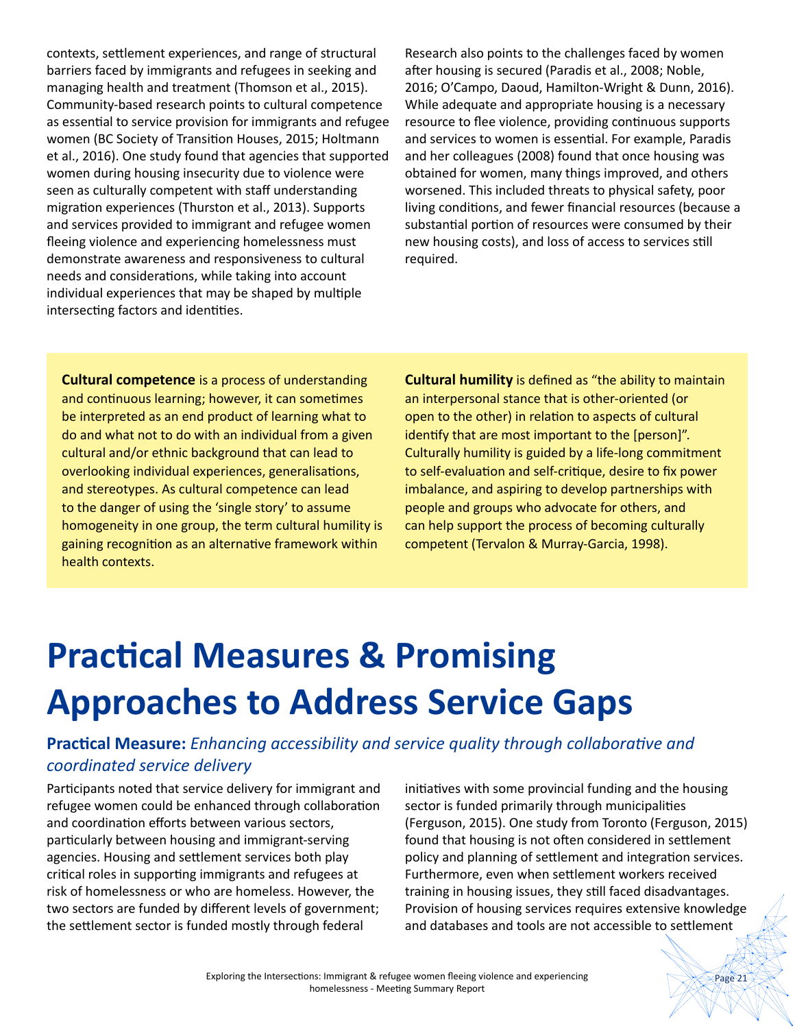contexts, settlement experiences, and range of structural barriers faced by immigrants and refugees in seeking and managing health and treatment (Thomson et al., 2015). Community-based research points to cultural competence as essential to service provision for immigrants and refugee women (BC Society of Transition Houses, 2015; Holtmann et al., 2016). One study found that agencies that supported women during housing insecurity due to violence were seen as culturally competent with staff understanding migration experiences (Thurston et al., 2013). Supports and services provided to immigrant and refugee women fleeing violence and experiencing homelessness must demonstrate awareness and responsiveness to cultural needs and considerations, while taking into account individual experiences that may be shaped by multiple intersecting factors and identities.

Research also points to the challenges faced by women after housing is secured (Paradis et al., 2008; Noble, 2016; O'Campo, Daoud, Hamilton-Wright & Dunn, 2016). While adequate and appropriate housing is a necessary resource to flee violence, providing continuous supports and services to women is essential. For example, Paradis and her colleagues (2008) found that once housing was obtained for women, many things improved, and others worsened. This included threats to physical safety, poor living conditions, and fewer financial resources (because a substantial portion of resources were consumed by their new housing costs), and loss of access to services still required.

**Cultural competence** is a process of understanding and continuous learning; however, it can sometimes be interpreted as an end product of learning what to do and what not to do with an individual from a given cultural and/or ethnic background that can lead to overlooking individual experiences, generalisations, and stereotypes. As cultural competence can lead to the danger of using the 'single story' to assume homogeneity in one group, the term cultural humility is gaining recognition as an alternative framework within health contexts.

**Cultural humility** is defined as "the ability to maintain an interpersonal stance that is other-oriented (or open to the other) in relation to aspects of cultural identify that are most important to the [person]". Culturally humility is guided by a life-long commitment to self-evaluation and self-critique, desire to fix power imbalance, and aspiring to develop partnerships with people and groups who advocate for others, and can help support the process of becoming culturally competent (Tervalon & Murray-Garcia, 1998).

# Practical Measures & Promising Approaches to Address Service Gaps

### Practical Measure: *Enhancing accessibility and service quality through collaborative and coordinated service delivery*

Participants noted that service delivery for immigrant and refugee women could be enhanced through collaboration and coordination efforts between various sectors, particularly between housing and immigrant-serving agencies. Housing and settlement services both play critical roles in supporting immigrants and refugees at risk of homelessness or who are homeless. However, the two sectors are funded by different levels of government; the settlement sector is funded mostly through federal initiatives with some provincial funding and the housing sector is funded primarily through municipalities (Ferguson, 2015). One study from Toronto (Ferguson, 2015) found that housing is not often considered in settlement policy and planning of settlement and integration services. Furthermore, even when settlement workers received training in housing issues, they still faced disadvantages. Provision of housing services requires extensive knowledge and databases and tools are not accessible to settlement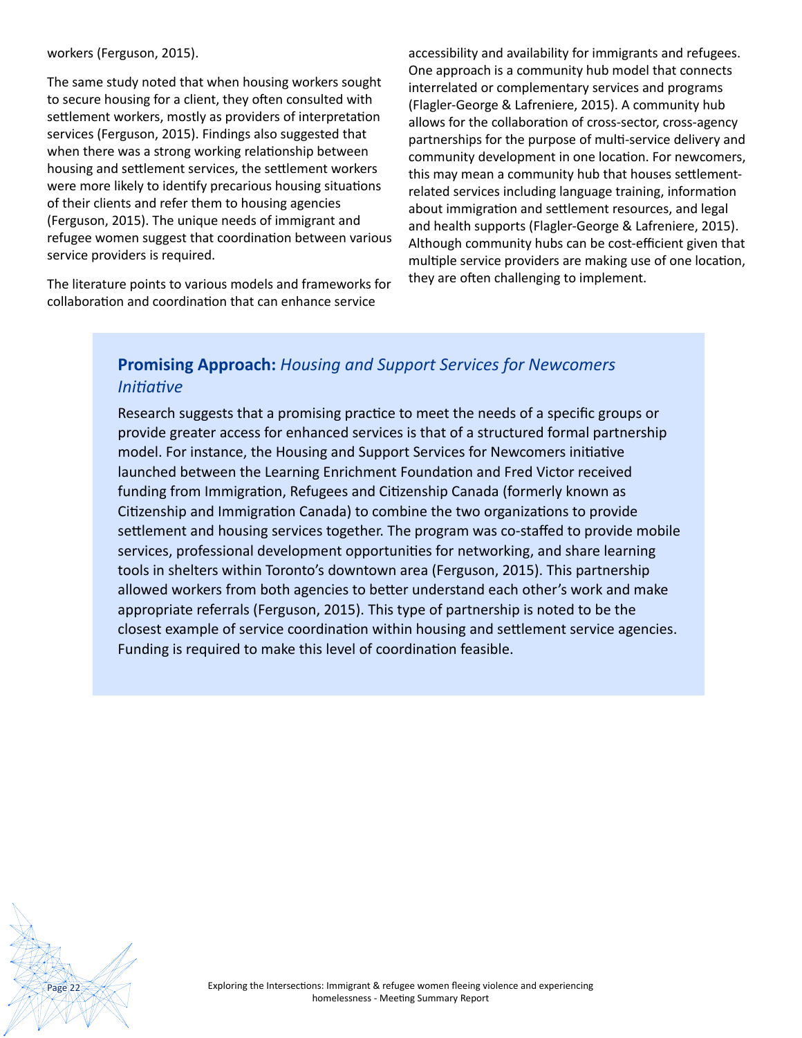workers (Ferguson, 2015).

The same study noted that when housing workers sought to secure housing for a client, they often consulted with settlement workers, mostly as providers of interpretation services (Ferguson, 2015). Findings also suggested that when there was a strong working relationship between housing and settlement services, the settlement workers were more likely to identify precarious housing situations of their clients and refer them to housing agencies (Ferguson, 2015). The unique needs of immigrant and refugee women suggest that coordination between various service providers is required.

The literature points to various models and frameworks for collaboration and coordination that can enhance service accessibility and availability for immigrants and refugees. One approach is a community hub model that connects interrelated or complementary services and programs (Flagler-George & Lafreniere, 2015). A community hub allows for the collaboration of cross-sector, cross-agency partnerships for the purpose of multi-service delivery and community development in one location. For newcomers, this may mean a community hub that houses settlement-related services including language training, information about immigration and settlement resources, and legal and health supports (Flagler-George & Lafreniere, 2015). Although community hubs can be cost-efficient given that multiple service providers are making use of one location, they are often challenging to implement.

### **Promising Approach:** *Housing and Support Services for Newcomers Initiative*

Research suggests that a promising practice to meet the needs of a specific groups or provide greater access for enhanced services is that of a structured formal partnership model. For instance, the Housing and Support Services for Newcomers initiative launched between the Learning Enrichment Foundation and Fred Victor received funding from Immigration, Refugees and Citizenship Canada (formerly known as Citizenship and Immigration Canada) to combine the two organizations to provide settlement and housing services together. The program was co-staffed to provide mobile services, professional development opportunities for networking, and share learning tools in shelters within Toronto's downtown area (Ferguson, 2015). This partnership allowed workers from both agencies to better understand each other's work and make appropriate referrals (Ferguson, 2015). This type of partnership is noted to be the closest example of service coordination within housing and settlement service agencies. Funding is required to make this level of coordination feasible.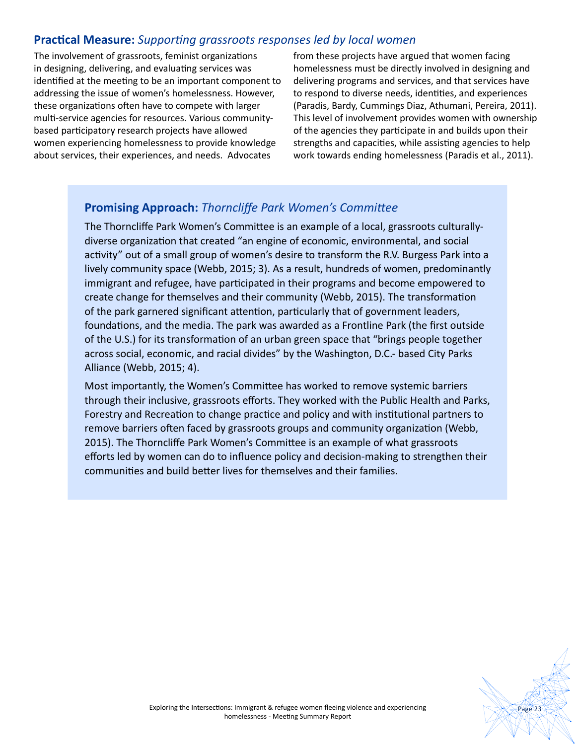## **Practical Measure:** *Supporting grassroots responses led by local women*

The involvement of grassroots, feminist organizations in designing, delivering, and evaluating services was identified at the meeting to be an important component to addressing the issue of women's homelessness. However, these organizations often have to compete with larger multi-service agencies for resources. Various community-based participatory research projects have allowed women experiencing homelessness to provide knowledge about services, their experiences, and needs. Advocates from these projects have argued that women facing homelessness must be directly involved in designing and delivering programs and services, and that services have to respond to diverse needs, identities, and experiences (Paradis, Bardy, Cummings Diaz, Athumani, Pereira, 2011). This level of involvement provides women with ownership of the agencies they participate in and builds upon their strengths and capacities, while assisting agencies to help work towards ending homelessness (Paradis et al., 2011).

### **Promising Approach:** *Thorncliffe Park Women's Committee*

The Thorncliffe Park Women's Committee is an example of a local, grassroots culturally-diverse organization that created "an engine of economic, environmental, and social activity" out of a small group of women's desire to transform the R.V. Burgess Park into a lively community space (Webb, 2015; 3). As a result, hundreds of women, predominantly immigrant and refugee, have participated in their programs and become empowered to create change for themselves and their community (Webb, 2015). The transformation of the park garnered significant attention, particularly that of government leaders, foundations, and the media. The park was awarded as a Frontline Park (the first outside of the U.S.) for its transformation of an urban green space that "brings people together across social, economic, and racial divides" by the Washington, D.C.- based City Parks Alliance (Webb, 2015; 4).

Most importantly, the Women's Committee has worked to remove systemic barriers through their inclusive, grassroots efforts. They worked with the Public Health and Parks, Forestry and Recreation to change practice and policy and with institutional partners to remove barriers often faced by grassroots groups and community organization (Webb, 2015). The Thorncliffe Park Women's Committee is an example of what grassroots efforts led by women can do to influence policy and decision-making to strengthen their communities and build better lives for themselves and their families.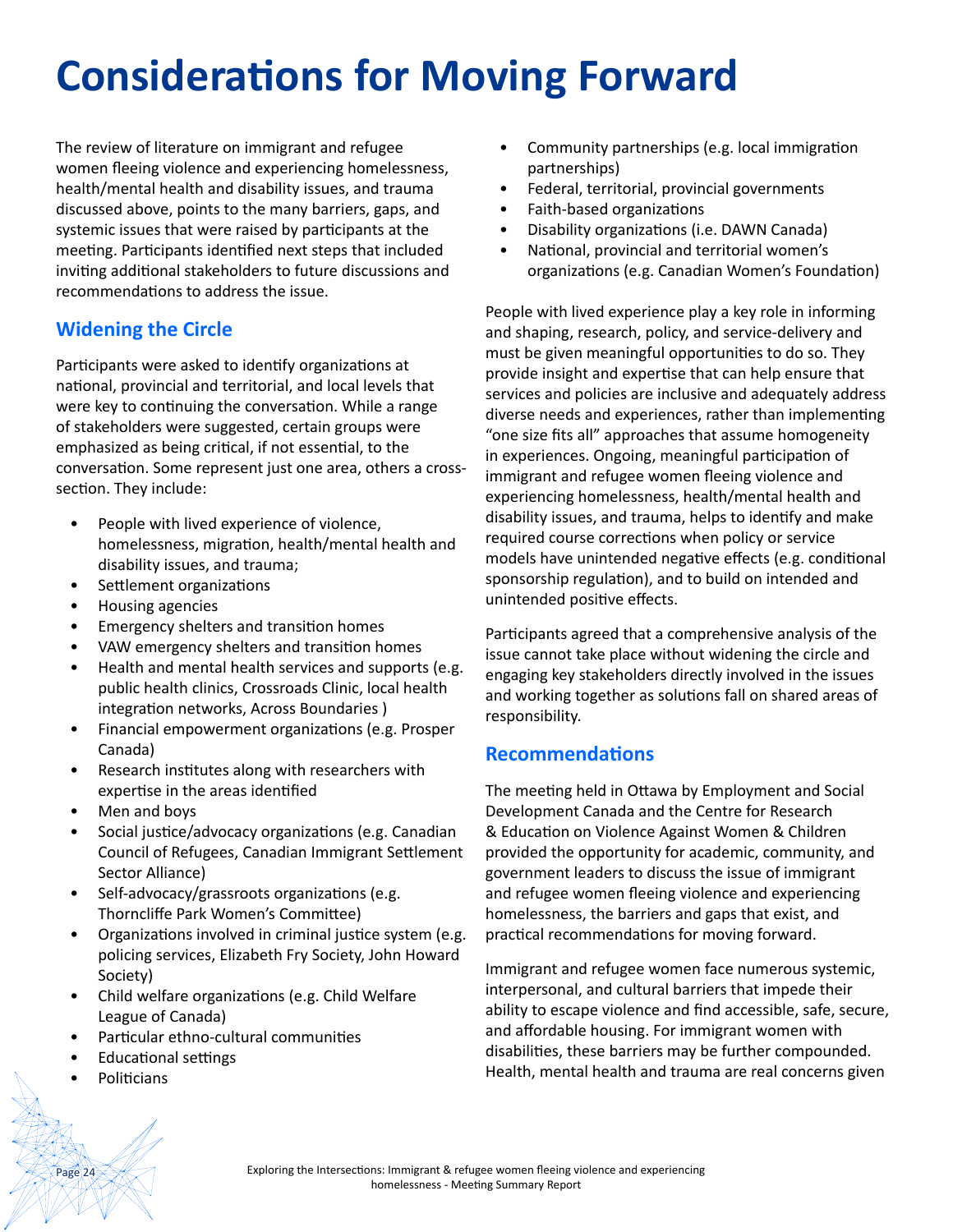# Considerations for Moving Forward

The review of literature on immigrant and refugee women fleeing violence and experiencing homelessness, health/mental health and disability issues, and trauma discussed above, points to the many barriers, gaps, and systemic issues that were raised by participants at the meeting. Participants identified next steps that included inviting additional stakeholders to future discussions and recommendations to address the issue.

## Widening the Circle

Participants were asked to identify organizations at national, provincial and territorial, and local levels that were key to continuing the conversation. While a range of stakeholders were suggested, certain groups were emphasized as being critical, if not essential, to the conversation. Some represent just one area, others a cross-section. They include:

- People with lived experience of violence, homelessness, migration, health/mental health and disability issues, and trauma;
- Settlement organizations
- Housing agencies
- Emergency shelters and transition homes
- VAW emergency shelters and transition homes
- Health and mental health services and supports (e.g. public health clinics, Crossroads Clinic, local health integration networks, Across Boundaries )
- Financial empowerment organizations (e.g. Prosper Canada)
- Research institutes along with researchers with expertise in the areas identified
- Men and boys
- Social justice/advocacy organizations (e.g. Canadian Council of Refugees, Canadian Immigrant Settlement Sector Alliance)
- Self-advocacy/grassroots organizations (e.g. Thorncliffe Park Women's Committee)
- Organizations involved in criminal justice system (e.g. policing services, Elizabeth Fry Society, John Howard Society)
- Child welfare organizations (e.g. Child Welfare League of Canada)
- Particular ethno-cultural communities
- Educational settings
- Politicians
- Community partnerships (e.g. local immigration partnerships)
- Federal, territorial, provincial governments
- Faith-based organizations
- Disability organizations (i.e. DAWN Canada)
- National, provincial and territorial women's organizations (e.g. Canadian Women's Foundation)

People with lived experience play a key role in informing and shaping, research, policy, and service-delivery and must be given meaningful opportunities to do so. They provide insight and expertise that can help ensure that services and policies are inclusive and adequately address diverse needs and experiences, rather than implementing "one size fits all" approaches that assume homogeneity in experiences. Ongoing, meaningful participation of immigrant and refugee women fleeing violence and experiencing homelessness, health/mental health and disability issues, and trauma, helps to identify and make required course corrections when policy or service models have unintended negative effects (e.g. conditional sponsorship regulation), and to build on intended and unintended positive effects.

Participants agreed that a comprehensive analysis of the issue cannot take place without widening the circle and engaging key stakeholders directly involved in the issues and working together as solutions fall on shared areas of responsibility.

## Recommendations

The meeting held in Ottawa by Employment and Social Development Canada and the Centre for Research & Education on Violence Against Women & Children provided the opportunity for academic, community, and government leaders to discuss the issue of immigrant and refugee women fleeing violence and experiencing homelessness, the barriers and gaps that exist, and practical recommendations for moving forward.

Immigrant and refugee women face numerous systemic, interpersonal, and cultural barriers that impede their ability to escape violence and find accessible, safe, secure, and affordable housing. For immigrant women with disabilities, these barriers may be further compounded. Health, mental health and trauma are real concerns given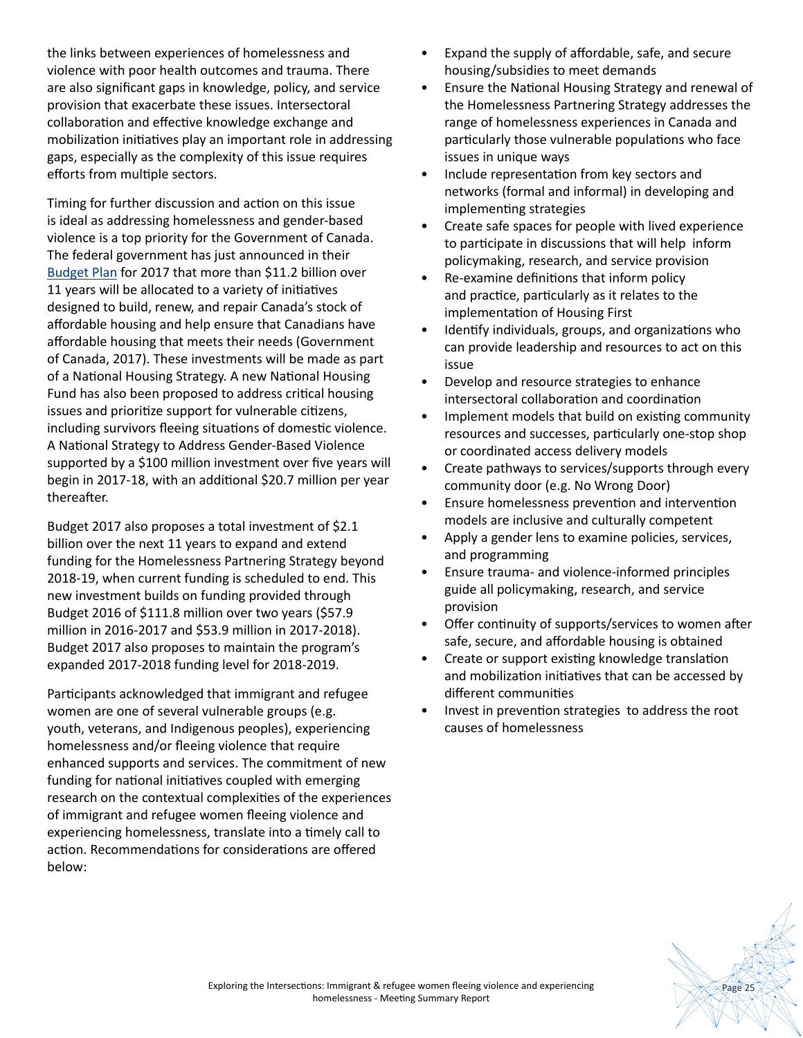the links between experiences of homelessness and violence with poor health outcomes and trauma. There are also significant gaps in knowledge, policy, and service provision that exacerbate these issues. Intersectoral collaboration and effective knowledge exchange and mobilization initiatives play an important role in addressing gaps, especially as the complexity of this issue requires efforts from multiple sectors.

Timing for further discussion and action on this issue is ideal as addressing homelessness and gender-based violence is a top priority for the Government of Canada. The federal government has just announced in their [Budget Plan](#) for 2017 that more than $11.2 billion over 11 years will be allocated to a variety of initiatives designed to build, renew, and repair Canada's stock of affordable housing and help ensure that Canadians have affordable housing that meets their needs (Government of Canada, 2017). These investments will be made as part of a National Housing Strategy. A new National Housing Fund has also been proposed to address critical housing issues and prioritize support for vulnerable citizens, including survivors fleeing situations of domestic violence. A National Strategy to Address Gender-Based Violence supported by a $100 million investment over five years will begin in 2017-18, with an additional $20.7 million per year thereafter.

Budget 2017 also proposes a total investment of $2.1 billion over the next 11 years to expand and extend funding for the Homelessness Partnering Strategy beyond 2018-19, when current funding is scheduled to end. This new investment builds on funding provided through Budget 2016 of $111.8 million over two years ($57.9 million in 2016-2017 and $53.9 million in 2017-2018). Budget 2017 also proposes to maintain the program's expanded 2017-2018 funding level for 2018-2019.

Participants acknowledged that immigrant and refugee women are one of several vulnerable groups (e.g. youth, veterans, and Indigenous peoples), experiencing homelessness and/or fleeing violence that require enhanced supports and services. The commitment of new funding for national initiatives coupled with emerging research on the contextual complexities of the experiences of immigrant and refugee women fleeing violence and experiencing homelessness, translate into a timely call to action. Recommendations for considerations are offered below:

- Expand the supply of affordable, safe, and secure housing/subsidies to meet demands
- Ensure the National Housing Strategy and renewal of the Homelessness Partnering Strategy addresses the range of homelessness experiences in Canada and particularly those vulnerable populations who face issues in unique ways
- Include representation from key sectors and networks (formal and informal) in developing and implementing strategies
- Create safe spaces for people with lived experience to participate in discussions that will help inform policymaking, research, and service provision
- Re-examine definitions that inform policy and practice, particularly as it relates to the implementation of Housing First
- Identify individuals, groups, and organizations who can provide leadership and resources to act on this issue
- Develop and resource strategies to enhance intersectoral collaboration and coordination
- Implement models that build on existing community resources and successes, particularly one-stop shop or coordinated access delivery models
- Create pathways to services/supports through every community door (e.g. No Wrong Door)
- Ensure homelessness prevention and intervention models are inclusive and culturally competent
- Apply a gender lens to examine policies, services, and programming
- Ensure trauma- and violence-informed principles guide all policymaking, research, and service provision
- Offer continuity of supports/services to women after safe, secure, and affordable housing is obtained
- Create or support existing knowledge translation and mobilization initiatives that can be accessed by different communities
- Invest in prevention strategies to address the root causes of homelessness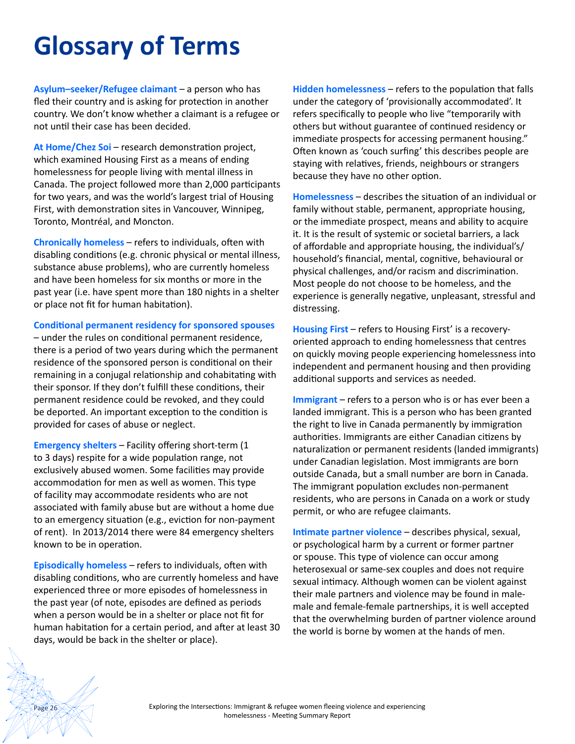# Glossary of Terms

**Asylum–seeker/Refugee claimant** – a person who has fled their country and is asking for protection in another country. We don't know whether a claimant is a refugee or not until their case has been decided.

**At Home/Chez Soi** – research demonstration project, which examined Housing First as a means of ending homelessness for people living with mental illness in Canada. The project followed more than 2,000 participants for two years, and was the world's largest trial of Housing First, with demonstration sites in Vancouver, Winnipeg, Toronto, Montréal, and Moncton.

**Chronically homeless** – refers to individuals, often with disabling conditions (e.g. chronic physical or mental illness, substance abuse problems), who are currently homeless and have been homeless for six months or more in the past year (i.e. have spent more than 180 nights in a shelter or place not fit for human habitation).

**Conditional permanent residency for sponsored spouses** – under the rules on conditional permanent residence, there is a period of two years during which the permanent residence of the sponsored person is conditional on their remaining in a conjugal relationship and cohabitating with their sponsor. If they don't fulfill these conditions, their permanent residence could be revoked, and they could be deported. An important exception to the condition is provided for cases of abuse or neglect.

**Emergency shelters** – Facility offering short-term (1 to 3 days) respite for a wide population range, not exclusively abused women. Some facilities may provide accommodation for men as well as women. This type of facility may accommodate residents who are not associated with family abuse but are without a home due to an emergency situation (e.g., eviction for non-payment of rent). In 2013/2014 there were 84 emergency shelters known to be in operation.

**Episodically homeless** – refers to individuals, often with disabling conditions, who are currently homeless and have experienced three or more episodes of homelessness in the past year (of note, episodes are defined as periods when a person would be in a shelter or place not fit for human habitation for a certain period, and after at least 30 days, would be back in the shelter or place).

**Hidden homelessness** – refers to the population that falls under the category of 'provisionally accommodated'. It refers specifically to people who live "temporarily with others but without guarantee of continued residency or immediate prospects for accessing permanent housing." Often known as 'couch surfing' this describes people are staying with relatives, friends, neighbours or strangers because they have no other option.

**Homelessness** – describes the situation of an individual or family without stable, permanent, appropriate housing, or the immediate prospect, means and ability to acquire it. It is the result of systemic or societal barriers, a lack of affordable and appropriate housing, the individual's/household's financial, mental, cognitive, behavioural or physical challenges, and/or racism and discrimination. Most people do not choose to be homeless, and the experience is generally negative, unpleasant, stressful and distressing.

**Housing First** – refers to Housing First' is a recovery-oriented approach to ending homelessness that centres on quickly moving people experiencing homelessness into independent and permanent housing and then providing additional supports and services as needed.

**Immigrant** – refers to a person who is or has ever been a landed immigrant. This is a person who has been granted the right to live in Canada permanently by immigration authorities. Immigrants are either Canadian citizens by naturalization or permanent residents (landed immigrants) under Canadian legislation. Most immigrants are born outside Canada, but a small number are born in Canada. The immigrant population excludes non-permanent residents, who are persons in Canada on a work or study permit, or who are refugee claimants.

**Intimate partner violence** – describes physical, sexual, or psychological harm by a current or former partner or spouse. This type of violence can occur among heterosexual or same-sex couples and does not require sexual intimacy. Although women can be violent against their male partners and violence may be found in male-male and female-female partnerships, it is well accepted that the overwhelming burden of partner violence around the world is borne by women at the hands of men.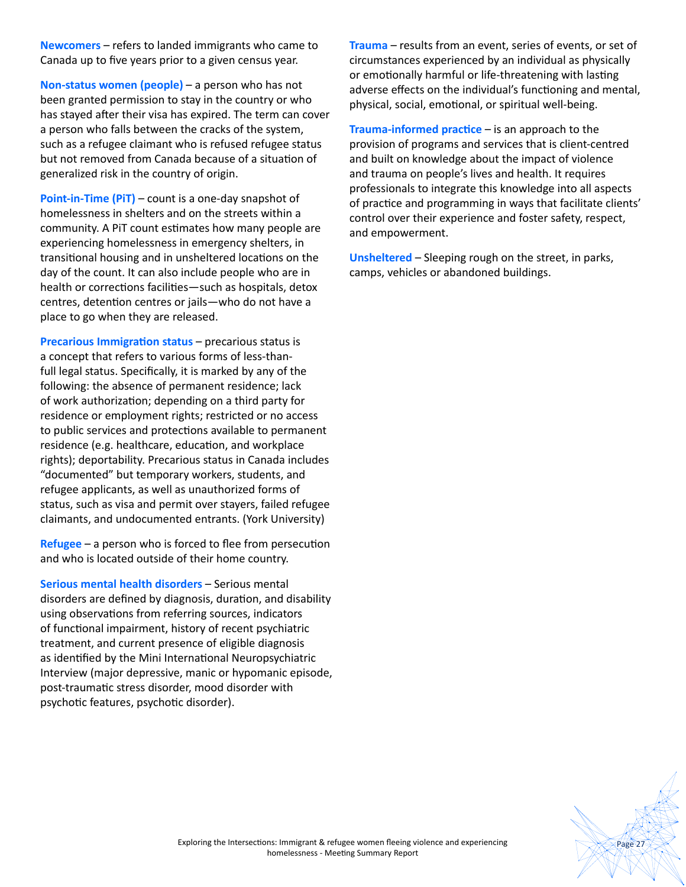**Newcomers** – refers to landed immigrants who came to Canada up to five years prior to a given census year.

**Non-status women (people)** – a person who has not been granted permission to stay in the country or who has stayed after their visa has expired. The term can cover a person who falls between the cracks of the system, such as a refugee claimant who is refused refugee status but not removed from Canada because of a situation of generalized risk in the country of origin.

**Point-in-Time (PiT)** – count is a one-day snapshot of homelessness in shelters and on the streets within a community. A PiT count estimates how many people are experiencing homelessness in emergency shelters, in transitional housing and in unsheltered locations on the day of the count. It can also include people who are in health or corrections facilities—such as hospitals, detox centres, detention centres or jails—who do not have a place to go when they are released.

**Precarious Immigration status** – precarious status is a concept that refers to various forms of less-than-full legal status. Specifically, it is marked by any of the following: the absence of permanent residence; lack of work authorization; depending on a third party for residence or employment rights; restricted or no access to public services and protections available to permanent residence (e.g. healthcare, education, and workplace rights); deportability. Precarious status in Canada includes "documented" but temporary workers, students, and refugee applicants, as well as unauthorized forms of status, such as visa and permit over stayers, failed refugee claimants, and undocumented entrants. (York University)

**Refugee** – a person who is forced to flee from persecution and who is located outside of their home country.

**Serious mental health disorders** – Serious mental disorders are defined by diagnosis, duration, and disability using observations from referring sources, indicators of functional impairment, history of recent psychiatric treatment, and current presence of eligible diagnosis as identified by the Mini International Neuropsychiatric Interview (major depressive, manic or hypomanic episode, post-traumatic stress disorder, mood disorder with psychotic features, psychotic disorder).

**Trauma** – results from an event, series of events, or set of circumstances experienced by an individual as physically or emotionally harmful or life-threatening with lasting adverse effects on the individual's functioning and mental, physical, social, emotional, or spiritual well-being.

**Trauma-informed practice** – is an approach to the provision of programs and services that is client-centred and built on knowledge about the impact of violence and trauma on people's lives and health. It requires professionals to integrate this knowledge into all aspects of practice and programming in ways that facilitate clients' control over their experience and foster safety, respect, and empowerment.

**Unsheltered** – Sleeping rough on the street, in parks, camps, vehicles or abandoned buildings.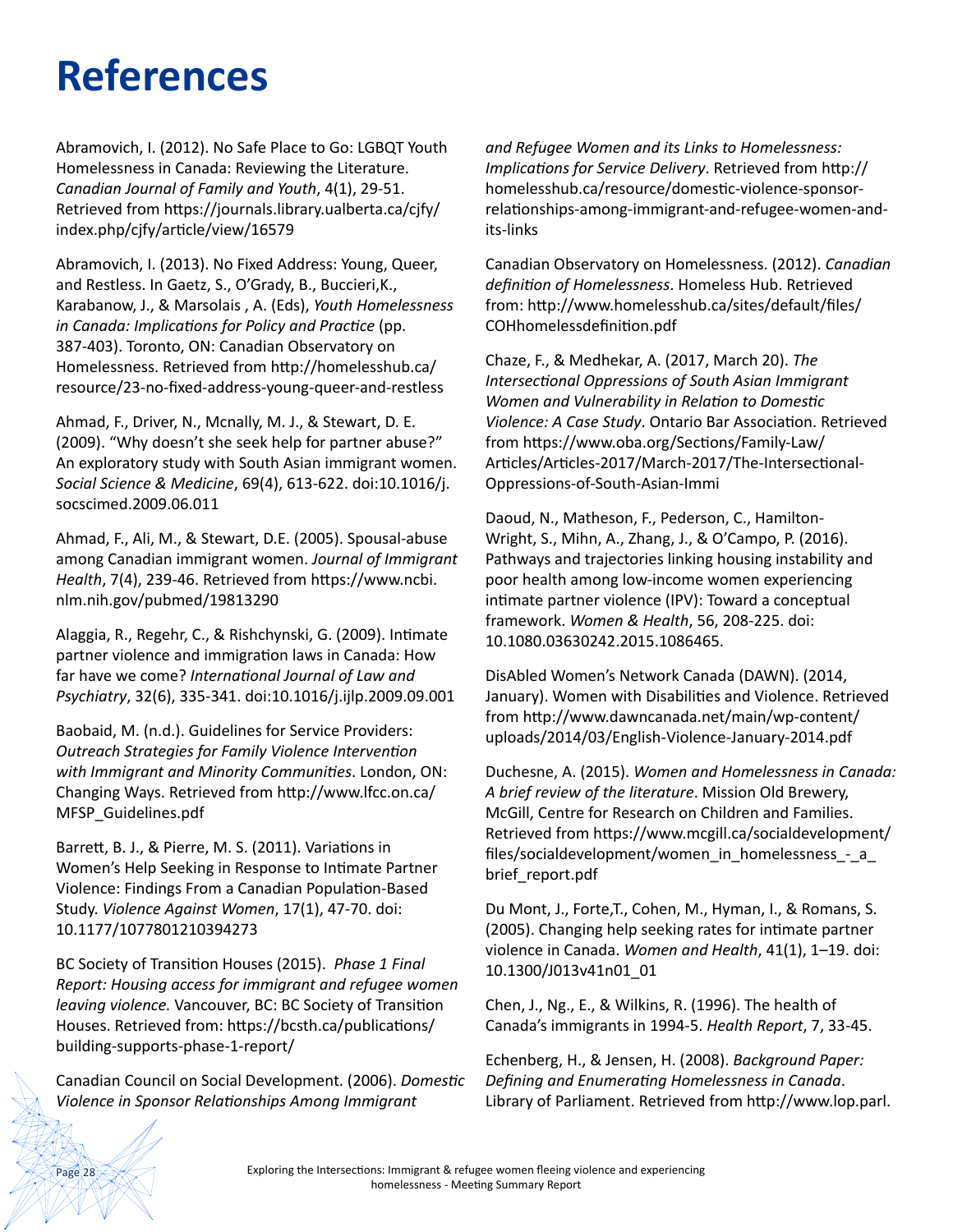# References

Abramovich, I. (2012). No Safe Place to Go: LGBQT Youth Homelessness in Canada: Reviewing the Literature. *Canadian Journal of Family and Youth*, 4(1), 29-51. Retrieved from https://journals.library.ualberta.ca/cjfy/index.php/cjfy/article/view/16579

Abramovich, I. (2013). No Fixed Address: Young, Queer, and Restless. In Gaetz, S., O'Grady, B., Buccieri,K., Karabanow, J., & Marsolais , A. (Eds), *Youth Homelessness in Canada: Implications for Policy and Practice* (pp. 387-403). Toronto, ON: Canadian Observatory on Homelessness. Retrieved from http://homelesshub.ca/resource/23-no-fixed-address-young-queer-and-restless

Ahmad, F., Driver, N., Mcnally, M. J., & Stewart, D. E. (2009). "Why doesn't she seek help for partner abuse?" An exploratory study with South Asian immigrant women. *Social Science & Medicine*, 69(4), 613-622. doi:10.1016/j.socscimed.2009.06.011

Ahmad, F., Ali, M., & Stewart, D.E. (2005). Spousal-abuse among Canadian immigrant women. *Journal of Immigrant Health*, 7(4), 239-46. Retrieved from https://www.ncbi.nlm.nih.gov/pubmed/19813290

Alaggia, R., Regehr, C., & Rishchynski, G. (2009). Intimate partner violence and immigration laws in Canada: How far have we come? *International Journal of Law and Psychiatry*, 32(6), 335-341. doi:10.1016/j.ijlp.2009.09.001

Baobaid, M. (n.d.). Guidelines for Service Providers: *Outreach Strategies for Family Violence Intervention with Immigrant and Minority Communities*. London, ON: Changing Ways. Retrieved from http://www.lfcc.on.ca/MFSP_Guidelines.pdf

Barrett, B. J., & Pierre, M. S. (2011). Variations in Women's Help Seeking in Response to Intimate Partner Violence: Findings From a Canadian Population-Based Study. *Violence Against Women*, 17(1), 47-70. doi: 10.1177/1077801210394273

BC Society of Transition Houses (2015). *Phase 1 Final Report: Housing access for immigrant and refugee women leaving violence.* Vancouver, BC: BC Society of Transition Houses. Retrieved from: https://bcsth.ca/publications/building-supports-phase-1-report/

Canadian Council on Social Development. (2006). *Domestic Violence in Sponsor Relationships Among Immigrant and Refugee Women and its Links to Homelessness: Implications for Service Delivery*. Retrieved from http://homelesshub.ca/resource/domestic-violence-sponsor-relationships-among-immigrant-and-refugee-women-and-its-links

Canadian Observatory on Homelessness. (2012). *Canadian definition of Homelessness*. Homeless Hub. Retrieved from: http://www.homelesshub.ca/sites/default/files/COHhomelessdefinition.pdf

Chaze, F., & Medhekar, A. (2017, March 20). *The Intersectional Oppressions of South Asian Immigrant Women and Vulnerability in Relation to Domestic Violence: A Case Study*. Ontario Bar Association. Retrieved from https://www.oba.org/Sections/Family-Law/Articles/Articles-2017/March-2017/The-Intersectional-Oppressions-of-South-Asian-Immi

Daoud, N., Matheson, F., Pederson, C., Hamilton-Wright, S., Mihn, A., Zhang, J., & O'Campo, P. (2016). Pathways and trajectories linking housing instability and poor health among low-income women experiencing intimate partner violence (IPV): Toward a conceptual framework. *Women & Health*, 56, 208-225. doi: 10.1080.03630242.2015.1086465.

DisAbled Women's Network Canada (DAWN). (2014, January). Women with Disabilities and Violence. Retrieved from http://www.dawncanada.net/main/wp-content/uploads/2014/03/English-Violence-January-2014.pdf

Duchesne, A. (2015). *Women and Homelessness in Canada: A brief review of the literature*. Mission Old Brewery, McGill, Centre for Research on Children and Families. Retrieved from https://www.mcgill.ca/socialdevelopment/files/socialdevelopment/women_in_homelessness_-_a_brief_report.pdf

Du Mont, J., Forte,T., Cohen, M., Hyman, I., & Romans, S. (2005). Changing help seeking rates for intimate partner violence in Canada. *Women and Health*, 41(1), 1–19. doi: 10.1300/J013v41n01_01

Chen, J., Ng., E., & Wilkins, R. (1996). The health of Canada's immigrants in 1994-5. *Health Report*, 7, 33-45.

Echenberg, H., & Jensen, H. (2008). *Background Paper: Defining and Enumerating Homelessness in Canada*. Library of Parliament. Retrieved from http://www.lop.parl.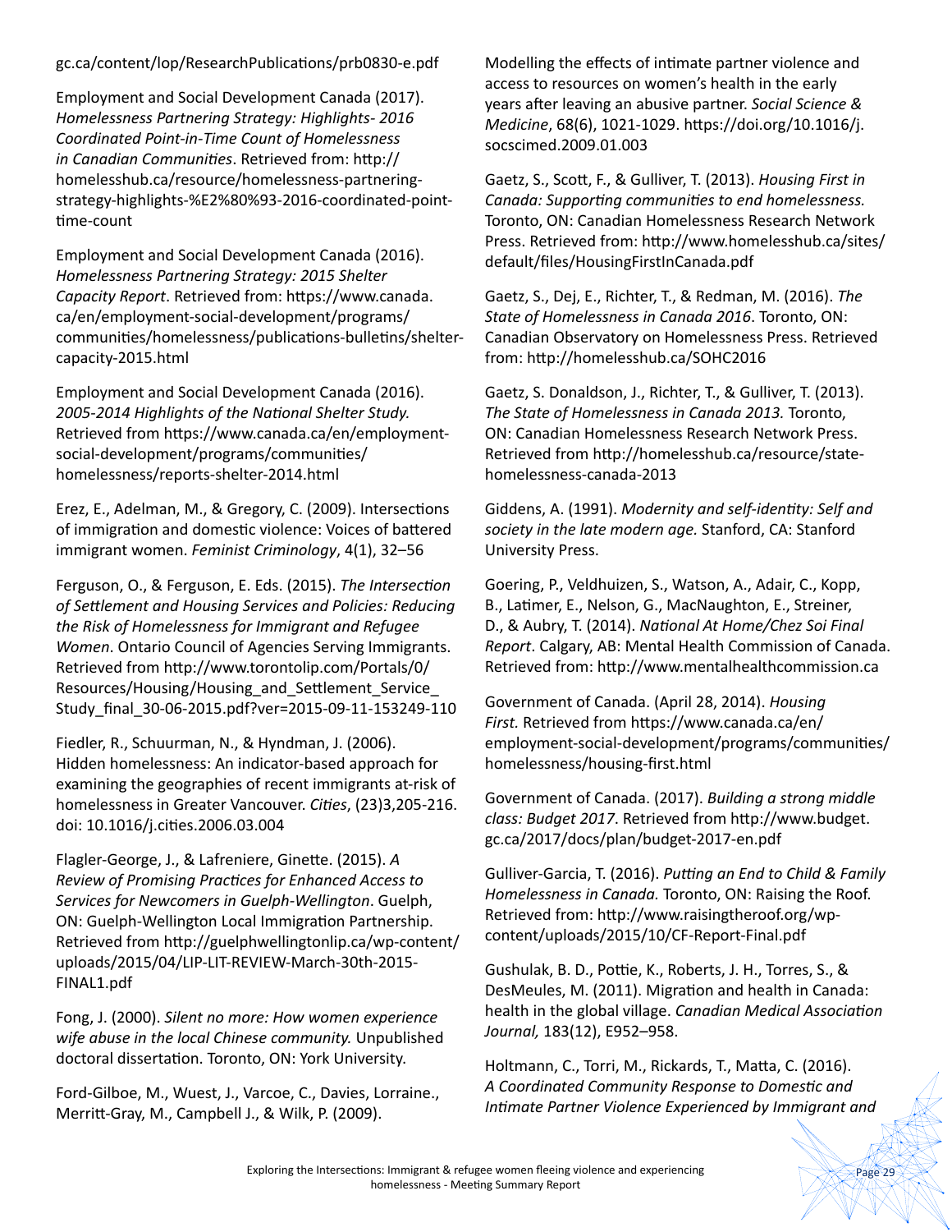gc.ca/content/lop/ResearchPublications/prb0830-e.pdf

Employment and Social Development Canada (2017). *Homelessness Partnering Strategy: Highlights- 2016 Coordinated Point-in-Time Count of Homelessness in Canadian Communities*. Retrieved from: http://homelesshub.ca/resource/homelessness-partnering-strategy-highlights-%E2%80%93-2016-coordinated-point-time-count

Employment and Social Development Canada (2016). *Homelessness Partnering Strategy: 2015 Shelter Capacity Report*. Retrieved from: https://www.canada.ca/en/employment-social-development/programs/communities/homelessness/publications-bulletins/shelter-capacity-2015.html

Employment and Social Development Canada (2016). *2005-2014 Highlights of the National Shelter Study.* Retrieved from https://www.canada.ca/en/employment-social-development/programs/communities/homelessness/reports-shelter-2014.html

Erez, E., Adelman, M., & Gregory, C. (2009). Intersections of immigration and domestic violence: Voices of battered immigrant women. *Feminist Criminology*, 4(1), 32–56

Ferguson, O., & Ferguson, E. Eds. (2015). *The Intersection of Settlement and Housing Services and Policies: Reducing the Risk of Homelessness for Immigrant and Refugee Women*. Ontario Council of Agencies Serving Immigrants. Retrieved from http://www.torontolip.com/Portals/0/Resources/Housing/Housing_and_Settlement_Service_Study_final_30-06-2015.pdf?ver=2015-09-11-153249-110

Fiedler, R., Schuurman, N., & Hyndman, J. (2006). Hidden homelessness: An indicator-based approach for examining the geographies of recent immigrants at-risk of homelessness in Greater Vancouver. *Cities*, (23)3,205-216. doi: 10.1016/j.cities.2006.03.004

Flagler-George, J., & Lafreniere, Ginette. (2015). *A Review of Promising Practices for Enhanced Access to Services for Newcomers in Guelph-Wellington*. Guelph, ON: Guelph-Wellington Local Immigration Partnership. Retrieved from http://guelphwellingtonlip.ca/wp-content/uploads/2015/04/LIP-LIT-REVIEW-March-30th-2015-FINAL1.pdf

Fong, J. (2000). *Silent no more: How women experience wife abuse in the local Chinese community.* Unpublished doctoral dissertation. Toronto, ON: York University.

Ford-Gilboe, M., Wuest, J., Varcoe, C., Davies, Lorraine., Merritt-Gray, M., Campbell J., & Wilk, P. (2009). Modelling the effects of intimate partner violence and access to resources on women's health in the early years after leaving an abusive partner. *Social Science & Medicine*, 68(6), 1021-1029. https://doi.org/10.1016/j.socscimed.2009.01.003

Gaetz, S., Scott, F., & Gulliver, T. (2013). *Housing First in Canada: Supporting communities to end homelessness.* Toronto, ON: Canadian Homelessness Research Network Press. Retrieved from: http://www.homelesshub.ca/sites/default/files/HousingFirstInCanada.pdf

Gaetz, S., Dej, E., Richter, T., & Redman, M. (2016). *The State of Homelessness in Canada 2016*. Toronto, ON: Canadian Observatory on Homelessness Press. Retrieved from: http://homelesshub.ca/SOHC2016

Gaetz, S. Donaldson, J., Richter, T., & Gulliver, T. (2013). *The State of Homelessness in Canada 2013.* Toronto, ON: Canadian Homelessness Research Network Press. Retrieved from http://homelesshub.ca/resource/state-homelessness-canada-2013

Giddens, A. (1991). *Modernity and self-identity: Self and society in the late modern age.* Stanford, CA: Stanford University Press.

Goering, P., Veldhuizen, S., Watson, A., Adair, C., Kopp, B., Latimer, E., Nelson, G., MacNaughton, E., Streiner, D., & Aubry, T. (2014). *National At Home/Chez Soi Final Report*. Calgary, AB: Mental Health Commission of Canada. Retrieved from: http://www.mentalhealthcommission.ca

Government of Canada. (April 28, 2014). *Housing First.* Retrieved from https://www.canada.ca/en/employment-social-development/programs/communities/homelessness/housing-first.html

Government of Canada. (2017). *Building a strong middle class: Budget 2017*. Retrieved from http://www.budget.gc.ca/2017/docs/plan/budget-2017-en.pdf

Gulliver-Garcia, T. (2016). *Putting an End to Child & Family Homelessness in Canada.* Toronto, ON: Raising the Roof. Retrieved from: http://www.raisingtheroof.org/wp-content/uploads/2015/10/CF-Report-Final.pdf

Gushulak, B. D., Pottie, K., Roberts, J. H., Torres, S., & DesMeules, M. (2011). Migration and health in Canada: health in the global village. *Canadian Medical Association Journal,* 183(12), E952–958.

Holtmann, C., Torri, M., Rickards, T., Matta, C. (2016). *A Coordinated Community Response to Domestic and Intimate Partner Violence Experienced by Immigrant and*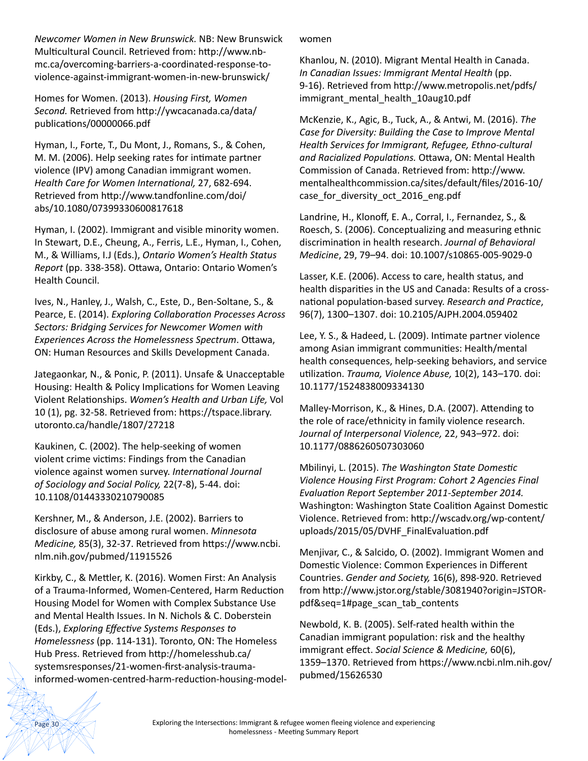*Newcomer Women in New Brunswick.* NB: New Brunswick Multicultural Council. Retrieved from: http://www.nb-mc.ca/overcoming-barriers-a-coordinated-response-to-violence-against-immigrant-women-in-new-brunswick/

Homes for Women. (2013). *Housing First, Women Second.* Retrieved from http://ywcacanada.ca/data/publications/00000066.pdf

Hyman, I., Forte, T., Du Mont, J., Romans, S., & Cohen, M. M. (2006). Help seeking rates for intimate partner violence (IPV) among Canadian immigrant women. *Health Care for Women International,* 27, 682-694. Retrieved from http://www.tandfonline.com/doi/abs/10.1080/07399330600817618

Hyman, I. (2002). Immigrant and visible minority women. In Stewart, D.E., Cheung, A., Ferris, L.E., Hyman, I., Cohen, M., & Williams, I.J (Eds.), *Ontario Women's Health Status Report* (pp. 338-358). Ottawa, Ontario: Ontario Women's Health Council.

Ives, N., Hanley, J., Walsh, C., Este, D., Ben-Soltane, S., & Pearce, E. (2014). *Exploring Collaboration Processes Across Sectors: Bridging Services for Newcomer Women with Experiences Across the Homelessness Spectrum*. Ottawa, ON: Human Resources and Skills Development Canada.

Jategaonkar, N., & Ponic, P. (2011). Unsafe & Unacceptable Housing: Health & Policy Implications for Women Leaving Violent Relationships. *Women's Health and Urban Life,* Vol 10 (1), pg. 32-58. Retrieved from: https://tspace.library.utoronto.ca/handle/1807/27218

Kaukinen, C. (2002). The help-seeking of women violent crime victims: Findings from the Canadian violence against women survey. *International Journal of Sociology and Social Policy,* 22(7-8), 5-44. doi: 10.1108/01443330210790085

Kershner, M., & Anderson, J.E. (2002). Barriers to disclosure of abuse among rural women. *Minnesota Medicine,* 85(3), 32-37. Retrieved from https://www.ncbi.nlm.nih.gov/pubmed/11915526

Kirkby, C., & Mettler, K. (2016). Women First: An Analysis of a Trauma-Informed, Women-Centered, Harm Reduction Housing Model for Women with Complex Substance Use and Mental Health Issues. In N. Nichols & C. Doberstein (Eds.), *Exploring Effective Systems Responses to Homelessness* (pp. 114-131). Toronto, ON: The Homeless Hub Press. Retrieved from http://homelesshub.ca/systemsresponses/21-women-first-analysis-trauma-informed-women-centred-harm-reduction-housing-model-women

Khanlou, N. (2010). Migrant Mental Health in Canada. *In Canadian Issues: Immigrant Mental Health* (pp. 9-16). Retrieved from http://www.metropolis.net/pdfs/immigrant_mental_health_10aug10.pdf

McKenzie, K., Agic, B., Tuck, A., & Antwi, M. (2016). *The Case for Diversity: Building the Case to Improve Mental Health Services for Immigrant, Refugee, Ethno-cultural and Racialized Populations.* Ottawa, ON: Mental Health Commission of Canada. Retrieved from: http://www.mentalhealthcommission.ca/sites/default/files/2016-10/case_for_diversity_oct_2016_eng.pdf

Landrine, H., Klonoff, E. A., Corral, I., Fernandez, S., & Roesch, S. (2006). Conceptualizing and measuring ethnic discrimination in health research. *Journal of Behavioral Medicine*, 29, 79–94. doi: 10.1007/s10865-005-9029-0

Lasser, K.E. (2006). Access to care, health status, and health disparities in the US and Canada: Results of a cross-national population-based survey. *Research and Practice*, 96(7), 1300–1307. doi: 10.2105/AJPH.2004.059402

Lee, Y. S., & Hadeed, L. (2009). Intimate partner violence among Asian immigrant communities: Health/mental health consequences, help-seeking behaviors, and service utilization. *Trauma, Violence Abuse,* 10(2), 143–170. doi: 10.1177/1524838009334130

Malley-Morrison, K., & Hines, D.A. (2007). Attending to the role of race/ethnicity in family violence research. *Journal of Interpersonal Violence,* 22, 943–972. doi: 10.1177/0886260507303060

Mbilinyi, L. (2015). *The Washington State Domestic Violence Housing First Program: Cohort 2 Agencies Final Evaluation Report September 2011-September 2014.* Washington: Washington State Coalition Against Domestic Violence. Retrieved from: http://wscadv.org/wp-content/uploads/2015/05/DVHF_FinalEvaluation.pdf

Menjivar, C., & Salcido, O. (2002). Immigrant Women and Domestic Violence: Common Experiences in Different Countries. *Gender and Society,* 16(6), 898-920. Retrieved from http://www.jstor.org/stable/3081940?origin=JSTOR-pdf&seq=1#page_scan_tab_contents

Newbold, K. B. (2005). Self-rated health within the Canadian immigrant population: risk and the healthy immigrant effect. *Social Science & Medicine,* 60(6), 1359–1370. Retrieved from https://www.ncbi.nlm.nih.gov/pubmed/15626530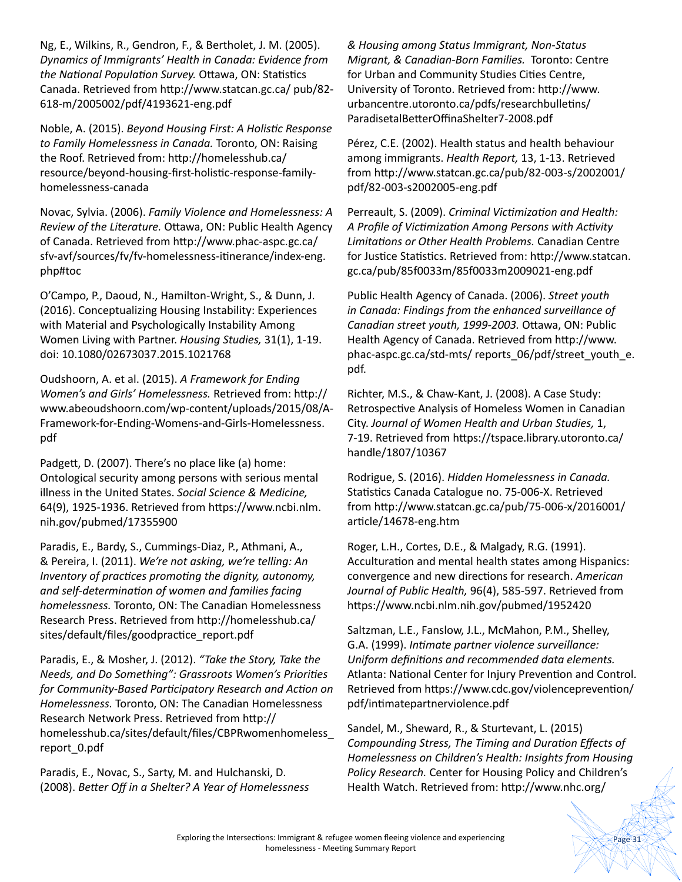Ng, E., Wilkins, R., Gendron, F., & Bertholet, J. M. (2005). *Dynamics of Immigrants' Health in Canada: Evidence from the National Population Survey.* Ottawa, ON: Statistics Canada. Retrieved from http://www.statcan.gc.ca/ pub/82-618-m/2005002/pdf/4193621-eng.pdf

Noble, A. (2015). *Beyond Housing First: A Holistic Response to Family Homelessness in Canada.* Toronto, ON: Raising the Roof. Retrieved from: http://homelesshub.ca/resource/beyond-housing-first-holistic-response-family-homelessness-canada

Novac, Sylvia. (2006). *Family Violence and Homelessness: A Review of the Literature.* Ottawa, ON: Public Health Agency of Canada. Retrieved from http://www.phac-aspc.gc.ca/sfv-avf/sources/fv/fv-homelessness-itinerance/index-eng.php#toc

O'Campo, P., Daoud, N., Hamilton-Wright, S., & Dunn, J. (2016). Conceptualizing Housing Instability: Experiences with Material and Psychologically Instability Among Women Living with Partner. *Housing Studies,* 31(1), 1-19. doi: 10.1080/02673037.2015.1021768

Oudshoorn, A. et al. (2015). *A Framework for Ending Women's and Girls' Homelessness.* Retrieved from: http://www.abeoudshoorn.com/wp-content/uploads/2015/08/A-Framework-for-Ending-Womens-and-Girls-Homelessness.pdf

Padgett, D. (2007). There's no place like (a) home: Ontological security among persons with serious mental illness in the United States. *Social Science & Medicine,* 64(9), 1925-1936. Retrieved from https://www.ncbi.nlm.nih.gov/pubmed/17355900

Paradis, E., Bardy, S., Cummings-Diaz, P., Athmani, A., & Pereira, I. (2011). *We're not asking, we're telling: An Inventory of practices promoting the dignity, autonomy, and self-determination of women and families facing homelessness.* Toronto, ON: The Canadian Homelessness Research Press. Retrieved from http://homelesshub.ca/sites/default/files/goodpractice_report.pdf

Paradis, E., & Mosher, J. (2012). *"Take the Story, Take the Needs, and Do Something": Grassroots Women's Priorities for Community-Based Participatory Research and Action on Homelessness.* Toronto, ON: The Canadian Homelessness Research Network Press. Retrieved from http://homelesshub.ca/sites/default/files/CBPRwomenhomeless_report_0.pdf

Paradis, E., Novac, S., Sarty, M. and Hulchanski, D. (2008). *Better Off in a Shelter? A Year of Homelessness & Housing among Status Immigrant, Non-Status Migrant, & Canadian-Born Families.* Toronto: Centre for Urban and Community Studies Cities Centre, University of Toronto. Retrieved from: http://www.urbancentre.utoronto.ca/pdfs/researchbulletins/ParadisetalBetterOffinaShelter7-2008.pdf

Pérez, C.E. (2002). Health status and health behaviour among immigrants. *Health Report,* 13, 1-13. Retrieved from http://www.statcan.gc.ca/pub/82-003-s/2002001/pdf/82-003-s2002005-eng.pdf

Perreault, S. (2009). *Criminal Victimization and Health: A Profile of Victimization Among Persons with Activity Limitations or Other Health Problems.* Canadian Centre for Justice Statistics. Retrieved from: http://www.statcan.gc.ca/pub/85f0033m/85f0033m2009021-eng.pdf

Public Health Agency of Canada. (2006). *Street youth in Canada: Findings from the enhanced surveillance of Canadian street youth, 1999-2003.* Ottawa, ON: Public Health Agency of Canada. Retrieved from http://www.phac-aspc.gc.ca/std-mts/ reports_06/pdf/street_youth_e.pdf.

Richter, M.S., & Chaw-Kant, J. (2008). A Case Study: Retrospective Analysis of Homeless Women in Canadian City. *Journal of Women Health and Urban Studies,* 1, 7-19. Retrieved from https://tspace.library.utoronto.ca/handle/1807/10367

Rodrigue, S. (2016). *Hidden Homelessness in Canada.* Statistics Canada Catalogue no. 75-006-X. Retrieved from http://www.statcan.gc.ca/pub/75-006-x/2016001/article/14678-eng.htm

Roger, L.H., Cortes, D.E., & Malgady, R.G. (1991). Acculturation and mental health states among Hispanics: convergence and new directions for research. *American Journal of Public Health,* 96(4), 585-597. Retrieved from https://www.ncbi.nlm.nih.gov/pubmed/1952420

Saltzman, L.E., Fanslow, J.L., McMahon, P.M., Shelley, G.A. (1999). *Intimate partner violence surveillance: Uniform definitions and recommended data elements.* Atlanta: National Center for Injury Prevention and Control. Retrieved from https://www.cdc.gov/violenceprevention/pdf/intimatepartnerviolence.pdf

Sandel, M., Sheward, R., & Sturtevant, L. (2015) *Compounding Stress, The Timing and Duration Effects of Homelessness on Children's Health: Insights from Housing Policy Research.* Center for Housing Policy and Children's Health Watch. Retrieved from: http://www.nhc.org/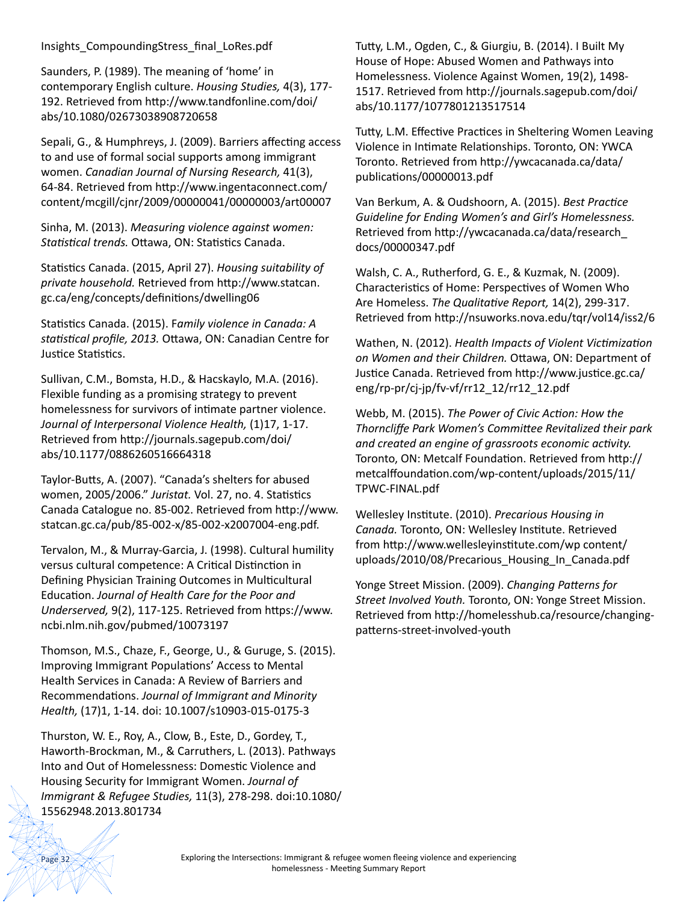Insights_CompoundingStress_final_LoRes.pdf

Saunders, P. (1989). The meaning of 'home' in contemporary English culture. *Housing Studies,* 4(3), 177-192. Retrieved from http://www.tandfonline.com/doi/abs/10.1080/02673038908720658

Sepali, G., & Humphreys, J. (2009). Barriers affecting access to and use of formal social supports among immigrant women. *Canadian Journal of Nursing Research,* 41(3), 64-84. Retrieved from http://www.ingentaconnect.com/content/mcgill/cjnr/2009/00000041/00000003/art00007

Sinha, M. (2013). *Measuring violence against women: Statistical trends.* Ottawa, ON: Statistics Canada.

Statistics Canada. (2015, April 27). *Housing suitability of private household.* Retrieved from http://www.statcan.gc.ca/eng/concepts/definitions/dwelling06

Statistics Canada. (2015). F*amily violence in Canada: A statistical profile, 2013.* Ottawa, ON: Canadian Centre for Justice Statistics.

Sullivan, C.M., Bomsta, H.D., & Hacskaylo, M.A. (2016). Flexible funding as a promising strategy to prevent homelessness for survivors of intimate partner violence. *Journal of Interpersonal Violence Health,* (1)17, 1-17. Retrieved from http://journals.sagepub.com/doi/abs/10.1177/0886260516664318

Taylor-Butts, A. (2007). "Canada's shelters for abused women, 2005/2006." *Juristat.* Vol. 27, no. 4. Statistics Canada Catalogue no. 85-002. Retrieved from http://www.statcan.gc.ca/pub/85-002-x/85-002-x2007004-eng.pdf.

Tervalon, M., & Murray-Garcia, J. (1998). Cultural humility versus cultural competence: A Critical Distinction in Defining Physician Training Outcomes in Multicultural Education. *Journal of Health Care for the Poor and Underserved,* 9(2), 117-125. Retrieved from https://www.ncbi.nlm.nih.gov/pubmed/10073197

Thomson, M.S., Chaze, F., George, U., & Guruge, S. (2015). Improving Immigrant Populations' Access to Mental Health Services in Canada: A Review of Barriers and Recommendations. *Journal of Immigrant and Minority Health,* (17)1, 1-14. doi: 10.1007/s10903-015-0175-3

Thurston, W. E., Roy, A., Clow, B., Este, D., Gordey, T., Haworth-Brockman, M., & Carruthers, L. (2013). Pathways Into and Out of Homelessness: Domestic Violence and Housing Security for Immigrant Women. *Journal of Immigrant & Refugee Studies,* 11(3), 278-298. doi:10.1080/15562948.2013.801734

Tutty, L.M., Ogden, C., & Giurgiu, B. (2014). I Built My House of Hope: Abused Women and Pathways into Homelessness. Violence Against Women, 19(2), 1498-1517. Retrieved from http://journals.sagepub.com/doi/abs/10.1177/1077801213517514

Tutty, L.M. Effective Practices in Sheltering Women Leaving Violence in Intimate Relationships. Toronto, ON: YWCA Toronto. Retrieved from http://ywcacanada.ca/data/publications/00000013.pdf

Van Berkum, A. & Oudshoorn, A. (2015). *Best Practice Guideline for Ending Women's and Girl's Homelessness.* Retrieved from http://ywcacanada.ca/data/research_docs/00000347.pdf

Walsh, C. A., Rutherford, G. E., & Kuzmak, N. (2009). Characteristics of Home: Perspectives of Women Who Are Homeless. *The Qualitative Report,* 14(2), 299-317. Retrieved from http://nsuworks.nova.edu/tqr/vol14/iss2/6

Wathen, N. (2012). *Health Impacts of Violent Victimization on Women and their Children.* Ottawa, ON: Department of Justice Canada. Retrieved from http://www.justice.gc.ca/eng/rp-pr/cj-jp/fv-vf/rr12_12/rr12_12.pdf

Webb, M. (2015). *The Power of Civic Action: How the Thorncliffe Park Women's Committee Revitalized their park and created an engine of grassroots economic activity.* Toronto, ON: Metcalf Foundation. Retrieved from http://metcalffoundation.com/wp-content/uploads/2015/11/TPWC-FINAL.pdf

Wellesley Institute. (2010). *Precarious Housing in Canada.* Toronto, ON: Wellesley Institute. Retrieved from http://www.wellesleyinstitute.com/wp content/uploads/2010/08/Precarious_Housing_In_Canada.pdf

Yonge Street Mission. (2009). *Changing Patterns for Street Involved Youth.* Toronto, ON: Yonge Street Mission. Retrieved from http://homelesshub.ca/resource/changing-patterns-street-involved-youth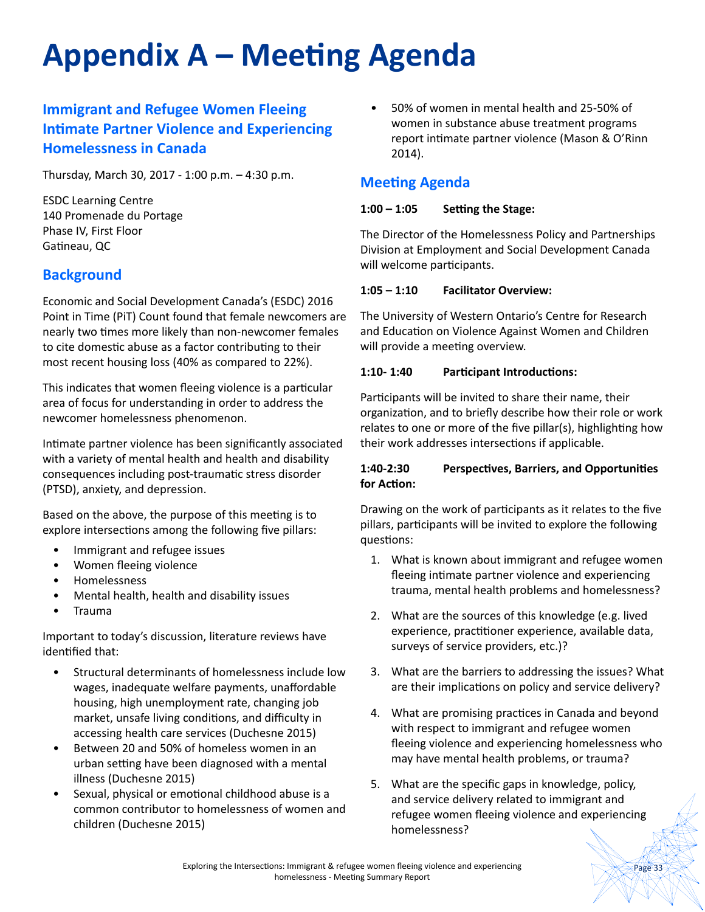# Appendix A – Meeting Agenda

## Immigrant and Refugee Women Fleeing Intimate Partner Violence and Experiencing Homelessness in Canada

Thursday, March 30, 2017 - 1:00 p.m. – 4:30 p.m.

ESDC Learning Centre
140 Promenade du Portage
Phase IV, First Floor
Gatineau, QC

## Background

Economic and Social Development Canada's (ESDC) 2016 Point in Time (PiT) Count found that female newcomers are nearly two times more likely than non-newcomer females to cite domestic abuse as a factor contributing to their most recent housing loss (40% as compared to 22%).

This indicates that women fleeing violence is a particular area of focus for understanding in order to address the newcomer homelessness phenomenon.

Intimate partner violence has been significantly associated with a variety of mental health and health and disability consequences including post-traumatic stress disorder (PTSD), anxiety, and depression.

Based on the above, the purpose of this meeting is to explore intersections among the following five pillars:

- Immigrant and refugee issues
- Women fleeing violence
- Homelessness
- Mental health, health and disability issues
- Trauma

Important to today's discussion, literature reviews have identified that:

- Structural determinants of homelessness include low wages, inadequate welfare payments, unaffordable housing, high unemployment rate, changing job market, unsafe living conditions, and difficulty in accessing health care services (Duchesne 2015)
- Between 20 and 50% of homeless women in an urban setting have been diagnosed with a mental illness (Duchesne 2015)
- Sexual, physical or emotional childhood abuse is a common contributor to homelessness of women and children (Duchesne 2015)
- 50% of women in mental health and 25-50% of women in substance abuse treatment programs report intimate partner violence (Mason & O'Rinn 2014).

## Meeting Agenda

**1:00 – 1:05 Setting the Stage:**

The Director of the Homelessness Policy and Partnerships Division at Employment and Social Development Canada will welcome participants.

**1:05 – 1:10 Facilitator Overview:**

The University of Western Ontario's Centre for Research and Education on Violence Against Women and Children will provide a meeting overview.

**1:10- 1:40 Participant Introductions:**

Participants will be invited to share their name, their organization, and to briefly describe how their role or work relates to one or more of the five pillar(s), highlighting how their work addresses intersections if applicable.

**1:40-2:30 Perspectives, Barriers, and Opportunities for Action:**

Drawing on the work of participants as it relates to the five pillars, participants will be invited to explore the following questions:

1. What is known about immigrant and refugee women fleeing intimate partner violence and experiencing trauma, mental health problems and homelessness?
2. What are the sources of this knowledge (e.g. lived experience, practitioner experience, available data, surveys of service providers, etc.)?
3. What are the barriers to addressing the issues? What are their implications on policy and service delivery?
4. What are promising practices in Canada and beyond with respect to immigrant and refugee women fleeing violence and experiencing homelessness who may have mental health problems, or trauma?
5. What are the specific gaps in knowledge, policy, and service delivery related to immigrant and refugee women fleeing violence and experiencing homelessness?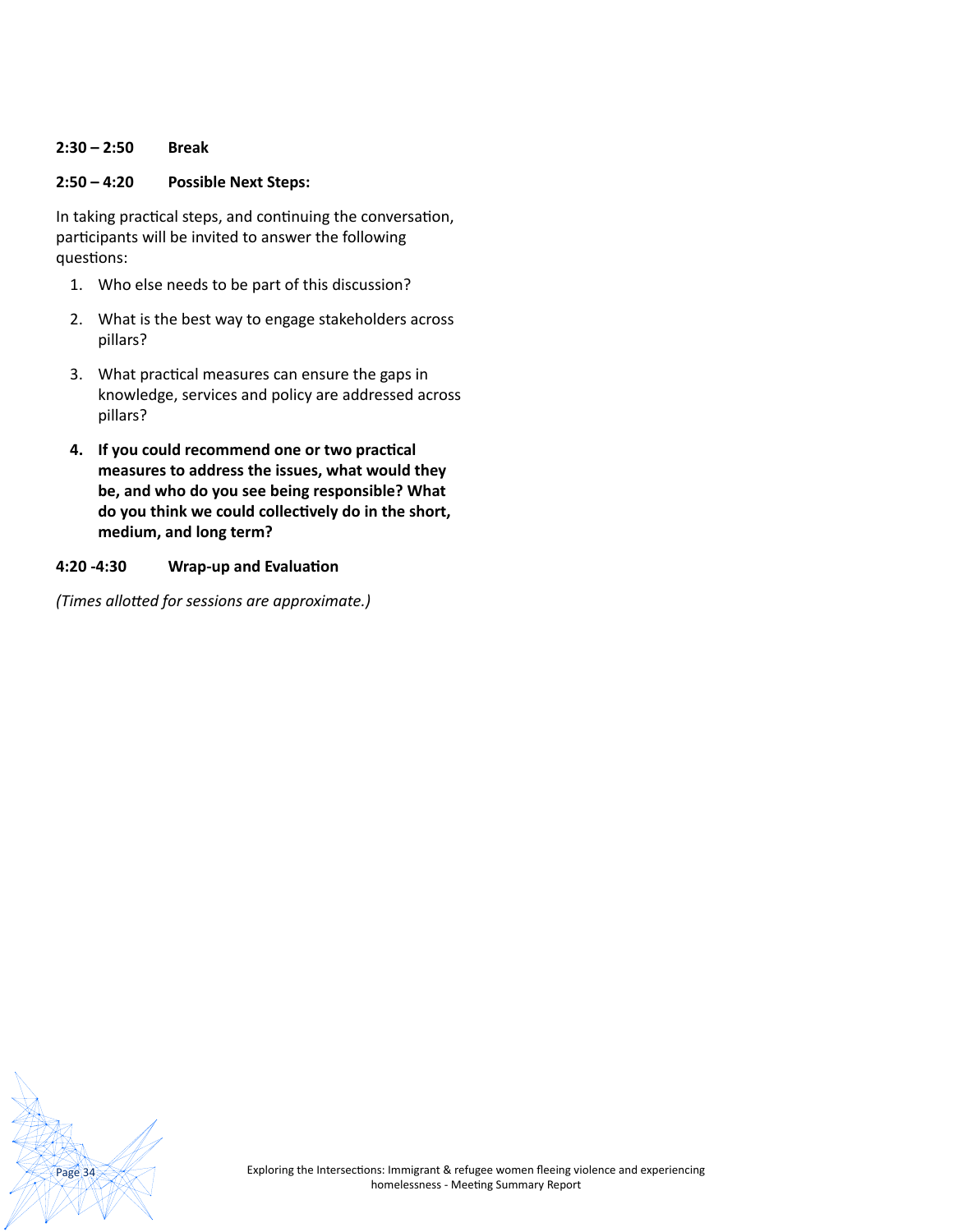**2:30 – 2:50 Break**

**2:50 – 4:20 Possible Next Steps:**

In taking practical steps, and continuing the conversation, participants will be invited to answer the following questions:

1. Who else needs to be part of this discussion?
2. What is the best way to engage stakeholders across pillars?
3. What practical measures can ensure the gaps in knowledge, services and policy are addressed across pillars?
4. **If you could recommend one or two practical measures to address the issues, what would they be, and who do you see being responsible? What do you think we could collectively do in the short, medium, and long term?**

**4:20 -4:30 Wrap-up and Evaluation**

*(Times allotted for sessions are approximate.)*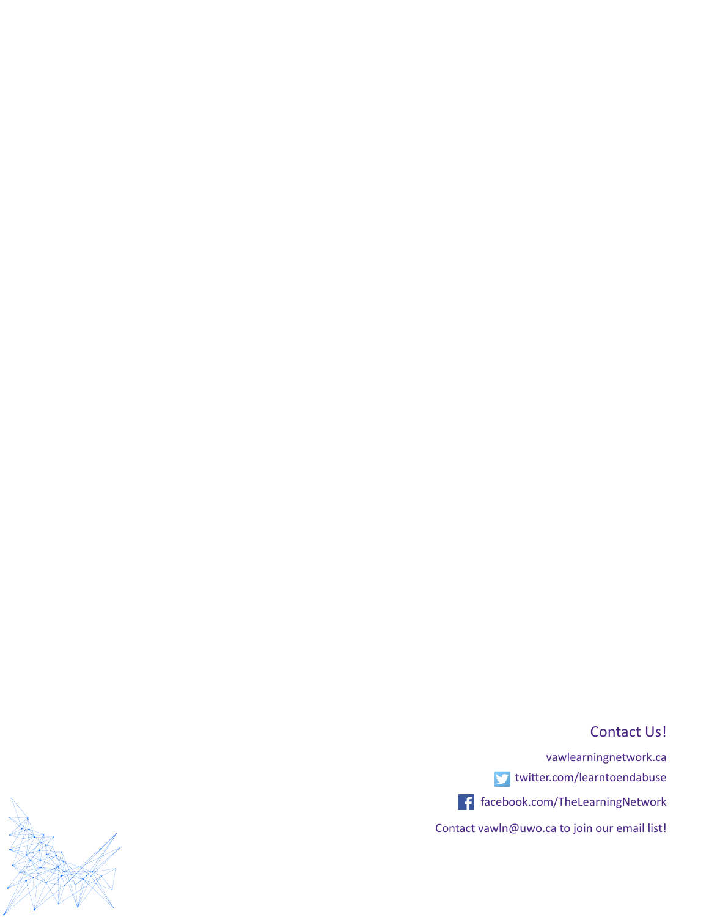## Contact Us!

vawlearningnetwork.ca

twitter.com/learntoendabuse

facebook.com/TheLearningNetwork

Contact vawln@uwo.ca to join our email list!